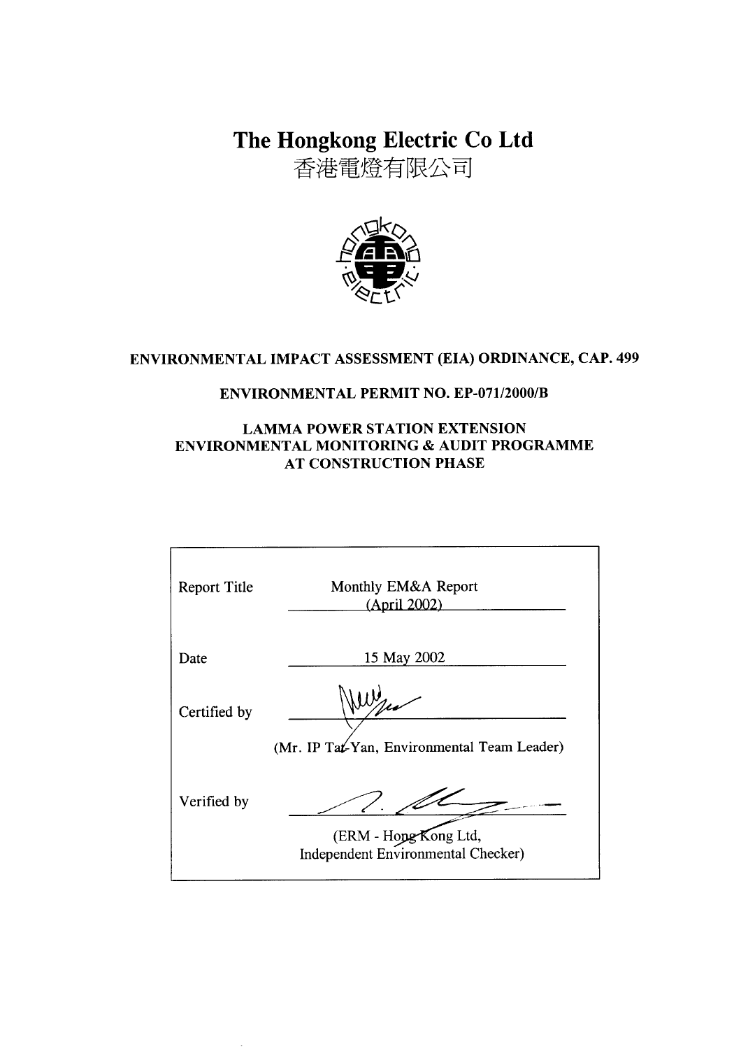# The Hongkong Electric Co Ltd

香港電燈有限公司

**ENVIRONMENTAL IMPACT ASSESSMENT (EIA) ORDINANCE, CAP. 499**

**ENVIRONMENTAL PERMIT NO. EP-071/2000/B**

**LAMMA POWER STATION EXTENSION**
**ENVIRONMENTAL MONITORING & AUDIT PROGRAMME**
**AT CONSTRUCTION PHASE**

| | |
|---|---|
| Report Title | Monthly EM&A Report (April 2002) |
| Date | 15 May 2002 |
| Certified by | (Mr. IP Tat-Yan, Environmental Team Leader) |
| Verified by | (ERM - Hong Kong Ltd, Independent Environmental Checker) |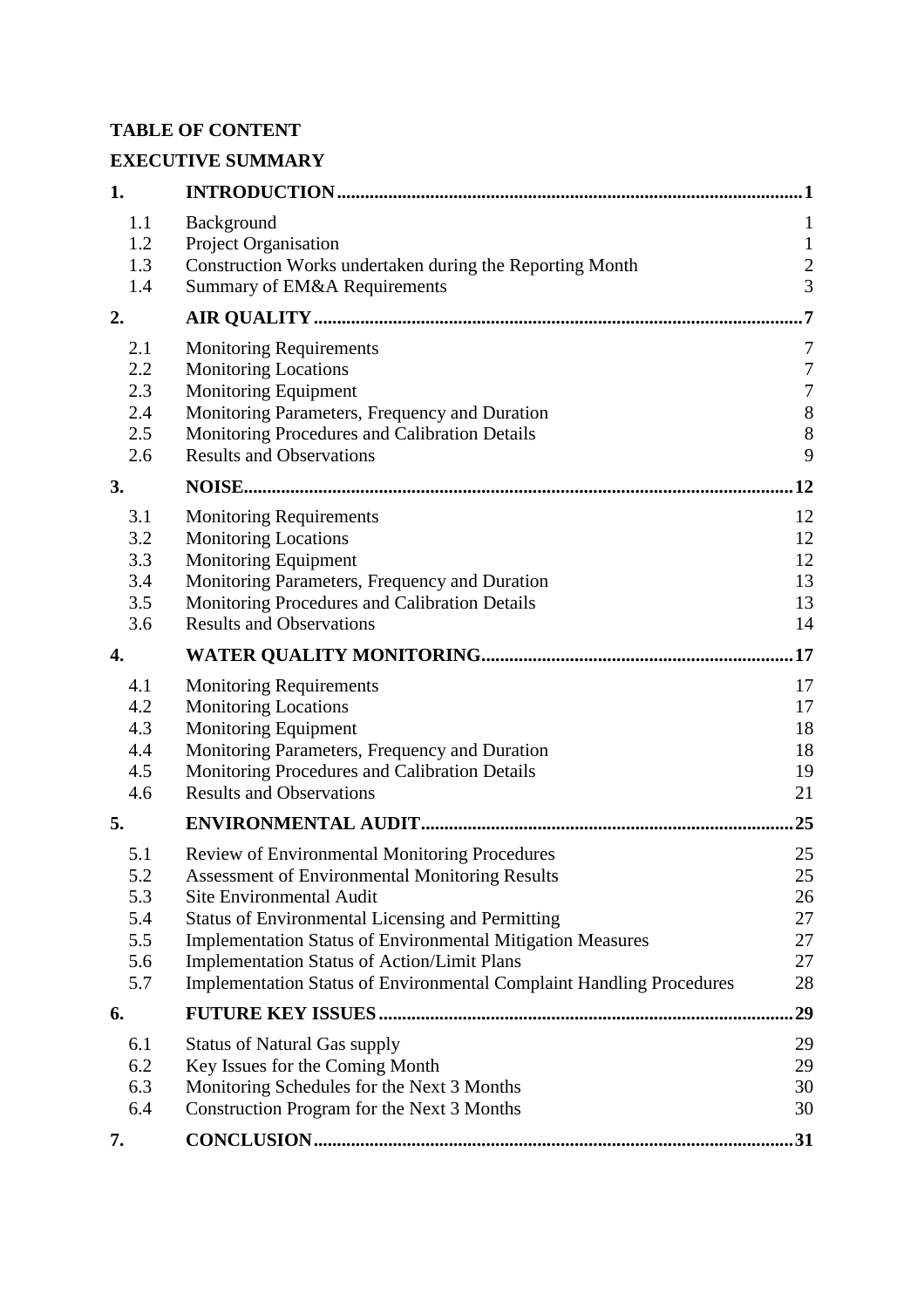**TABLE OF CONTENT**

**EXECUTIVE SUMMARY**

| | | |
|---|---|---|
| **1.** | **INTRODUCTION** | **1** |
| 1.1 | Background | 1 |
| 1.2 | Project Organisation | 1 |
| 1.3 | Construction Works undertaken during the Reporting Month | 2 |
| 1.4 | Summary of EM&A Requirements | 3 |
| **2.** | **AIR QUALITY** | **7** |
| 2.1 | Monitoring Requirements | 7 |
| 2.2 | Monitoring Locations | 7 |
| 2.3 | Monitoring Equipment | 7 |
| 2.4 | Monitoring Parameters, Frequency and Duration | 8 |
| 2.5 | Monitoring Procedures and Calibration Details | 8 |
| 2.6 | Results and Observations | 9 |
| **3.** | **NOISE** | **12** |
| 3.1 | Monitoring Requirements | 12 |
| 3.2 | Monitoring Locations | 12 |
| 3.3 | Monitoring Equipment | 12 |
| 3.4 | Monitoring Parameters, Frequency and Duration | 13 |
| 3.5 | Monitoring Procedures and Calibration Details | 13 |
| 3.6 | Results and Observations | 14 |
| **4.** | **WATER QUALITY MONITORING** | **17** |
| 4.1 | Monitoring Requirements | 17 |
| 4.2 | Monitoring Locations | 17 |
| 4.3 | Monitoring Equipment | 18 |
| 4.4 | Monitoring Parameters, Frequency and Duration | 18 |
| 4.5 | Monitoring Procedures and Calibration Details | 19 |
| 4.6 | Results and Observations | 21 |
| **5.** | **ENVIRONMENTAL AUDIT** | **25** |
| 5.1 | Review of Environmental Monitoring Procedures | 25 |
| 5.2 | Assessment of Environmental Monitoring Results | 25 |
| 5.3 | Site Environmental Audit | 26 |
| 5.4 | Status of Environmental Licensing and Permitting | 27 |
| 5.5 | Implementation Status of Environmental Mitigation Measures | 27 |
| 5.6 | Implementation Status of Action/Limit Plans | 27 |
| 5.7 | Implementation Status of Environmental Complaint Handling Procedures | 28 |
| **6.** | **FUTURE KEY ISSUES** | **29** |
| 6.1 | Status of Natural Gas supply | 29 |
| 6.2 | Key Issues for the Coming Month | 29 |
| 6.3 | Monitoring Schedules for the Next 3 Months | 30 |
| 6.4 | Construction Program for the Next 3 Months | 30 |
| **7.** | **CONCLUSION** | **31** |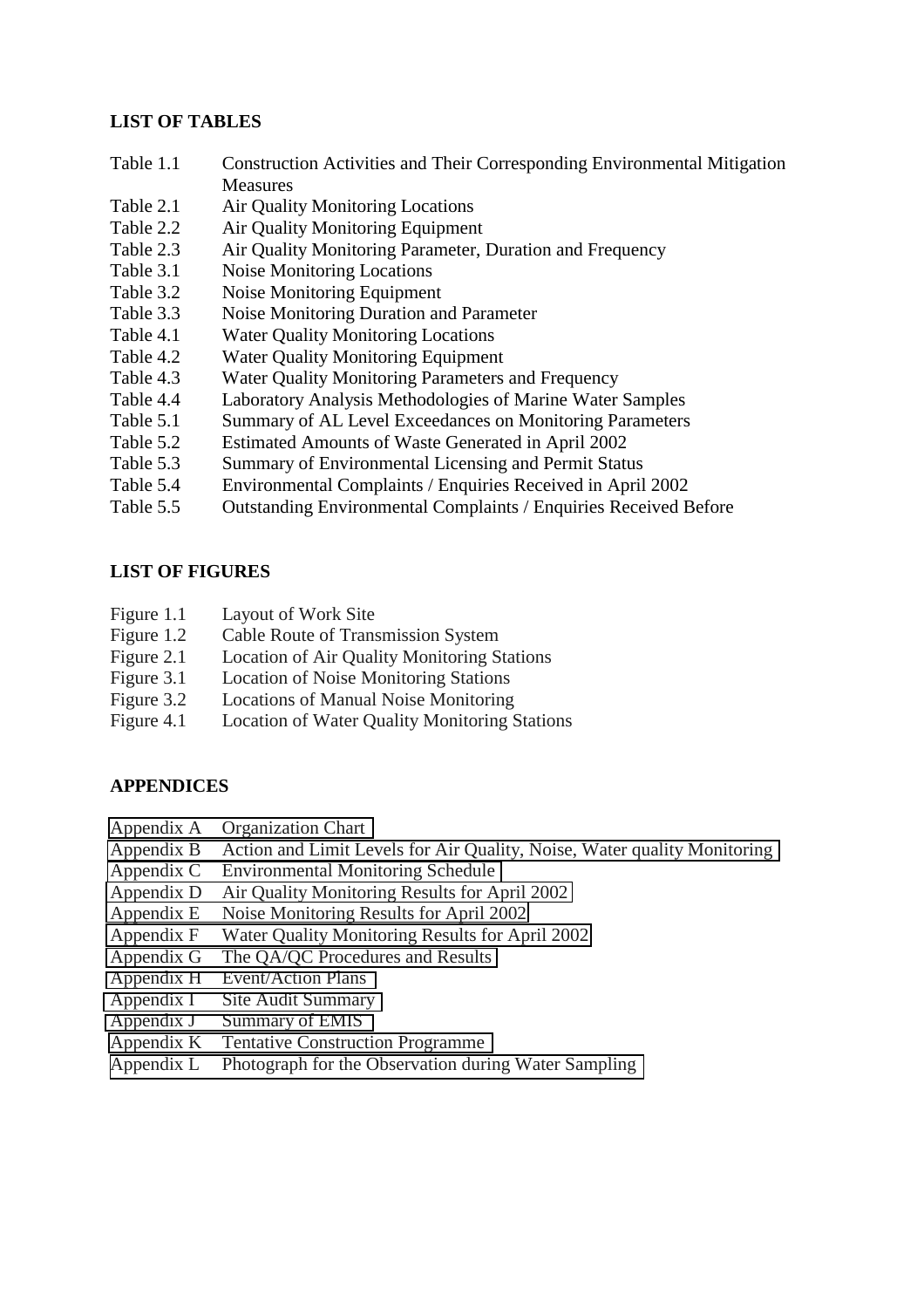**LIST OF TABLES**

| | |
|---|---|
| Table 1.1 | Construction Activities and Their Corresponding Environmental Mitigation Measures |
| Table 2.1 | Air Quality Monitoring Locations |
| Table 2.2 | Air Quality Monitoring Equipment |
| Table 2.3 | Air Quality Monitoring Parameter, Duration and Frequency |
| Table 3.1 | Noise Monitoring Locations |
| Table 3.2 | Noise Monitoring Equipment |
| Table 3.3 | Noise Monitoring Duration and Parameter |
| Table 4.1 | Water Quality Monitoring Locations |
| Table 4.2 | Water Quality Monitoring Equipment |
| Table 4.3 | Water Quality Monitoring Parameters and Frequency |
| Table 4.4 | Laboratory Analysis Methodologies of Marine Water Samples |
| Table 5.1 | Summary of AL Level Exceedances on Monitoring Parameters |
| Table 5.2 | Estimated Amounts of Waste Generated in April 2002 |
| Table 5.3 | Summary of Environmental Licensing and Permit Status |
| Table 5.4 | Environmental Complaints / Enquiries Received in April 2002 |
| Table 5.5 | Outstanding Environmental Complaints / Enquiries Received Before |

**LIST OF FIGURES**

| | |
|---|---|
| Figure 1.1 | Layout of Work Site |
| Figure 1.2 | Cable Route of Transmission System |
| Figure 2.1 | Location of Air Quality Monitoring Stations |
| Figure 3.1 | Location of Noise Monitoring Stations |
| Figure 3.2 | Locations of Manual Noise Monitoring |
| Figure 4.1 | Location of Water Quality Monitoring Stations |

**APPENDICES**

| | |
|---|---|
| Appendix A | Organization Chart |
| Appendix B | Action and Limit Levels for Air Quality, Noise, Water quality Monitoring |
| Appendix C | Environmental Monitoring Schedule |
| Appendix D | Air Quality Monitoring Results for April 2002 |
| Appendix E | Noise Monitoring Results for April 2002 |
| Appendix F | Water Quality Monitoring Results for April 2002 |
| Appendix G | The QA/QC Procedures and Results |
| Appendix H | Event/Action Plans |
| Appendix I | Site Audit Summary |
| Appendix J | Summary of EMIS |
| Appendix K | Tentative Construction Programme |
| Appendix L | Photograph for the Observation during Water Sampling |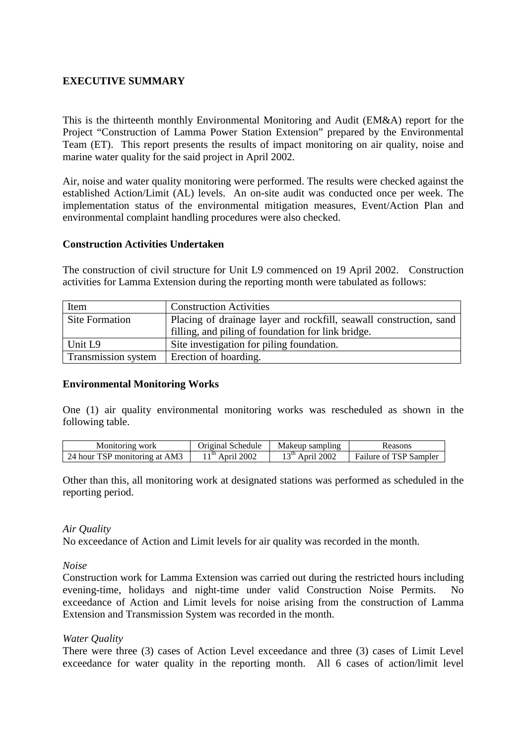## EXECUTIVE SUMMARY

This is the thirteenth monthly Environmental Monitoring and Audit (EM&A) report for the Project "Construction of Lamma Power Station Extension" prepared by the Environmental Team (ET). This report presents the results of impact monitoring on air quality, noise and marine water quality for the said project in April 2002.

Air, noise and water quality monitoring were performed. The results were checked against the established Action/Limit (AL) levels. An on-site audit was conducted once per week. The implementation status of the environmental mitigation measures, Event/Action Plan and environmental complaint handling procedures were also checked.

### Construction Activities Undertaken

The construction of civil structure for Unit L9 commenced on 19 April 2002. Construction activities for Lamma Extension during the reporting month were tabulated as follows:

| Item | Construction Activities |
|---|---|
| Site Formation | Placing of drainage layer and rockfill, seawall construction, sand filling, and piling of foundation for link bridge. |
| Unit L9 | Site investigation for piling foundation. |
| Transmission system | Erection of hoarding. |

### Environmental Monitoring Works

One (1) air quality environmental monitoring works was rescheduled as shown in the following table.

| Monitoring work | Original Schedule | Makeup sampling | Reasons |
|---|---|---|---|
| 24 hour TSP monitoring at AM3 | 11th April 2002 | 13th April 2002 | Failure of TSP Sampler |

Other than this, all monitoring work at designated stations was performed as scheduled in the reporting period.

*Air Quality*

No exceedance of Action and Limit levels for air quality was recorded in the month.

*Noise*

Construction work for Lamma Extension was carried out during the restricted hours including evening-time, holidays and night-time under valid Construction Noise Permits. No exceedance of Action and Limit levels for noise arising from the construction of Lamma Extension and Transmission System was recorded in the month.

*Water Quality*

There were three (3) cases of Action Level exceedance and three (3) cases of Limit Level exceedance for water quality in the reporting month. All 6 cases of action/limit level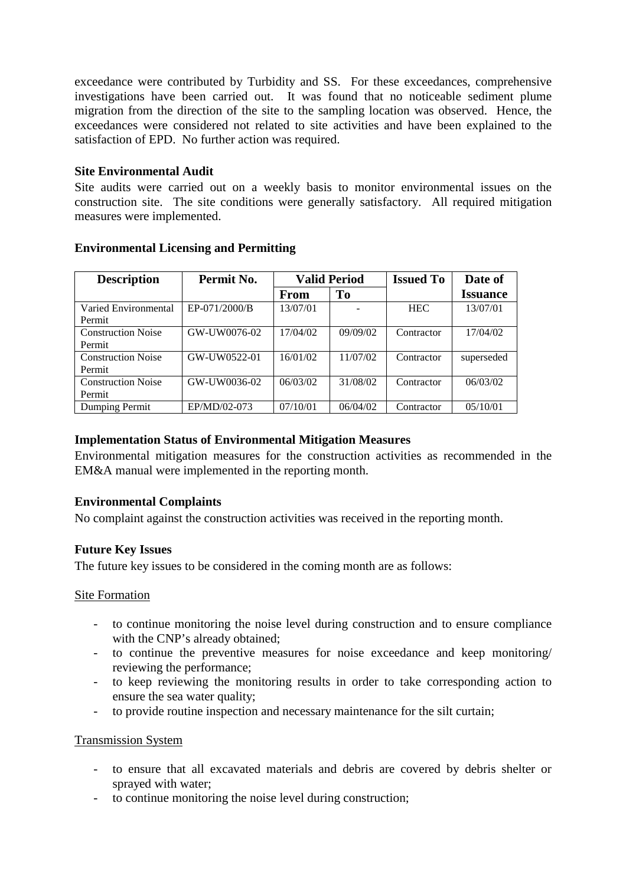exceedance were contributed by Turbidity and SS. For these exceedances, comprehensive investigations have been carried out. It was found that no noticeable sediment plume migration from the direction of the site to the sampling location was observed. Hence, the exceedances were considered not related to site activities and have been explained to the satisfaction of EPD. No further action was required.

**Site Environmental Audit**

Site audits were carried out on a weekly basis to monitor environmental issues on the construction site. The site conditions were generally satisfactory. All required mitigation measures were implemented.

**Environmental Licensing and Permitting**

| Description | Permit No. | Valid Period | | Issued To | Date of Issuance |
|---|---|---|---|---|---|
| | | From | To | | |
| Varied Environmental Permit | EP-071/2000/B | 13/07/01 | - | HEC | 13/07/01 |
| Construction Noise Permit | GW-UW0076-02 | 17/04/02 | 09/09/02 | Contractor | 17/04/02 |
| Construction Noise Permit | GW-UW0522-01 | 16/01/02 | 11/07/02 | Contractor | superseded |
| Construction Noise Permit | GW-UW0036-02 | 06/03/02 | 31/08/02 | Contractor | 06/03/02 |
| Dumping Permit | EP/MD/02-073 | 07/10/01 | 06/04/02 | Contractor | 05/10/01 |

**Implementation Status of Environmental Mitigation Measures**

Environmental mitigation measures for the construction activities as recommended in the EM&A manual were implemented in the reporting month.

**Environmental Complaints**

No complaint against the construction activities was received in the reporting month.

**Future Key Issues**

The future key issues to be considered in the coming month are as follows:

Site Formation

- to continue monitoring the noise level during construction and to ensure compliance with the CNP's already obtained;
- to continue the preventive measures for noise exceedance and keep monitoring/ reviewing the performance;
- to keep reviewing the monitoring results in order to take corresponding action to ensure the sea water quality;
- to provide routine inspection and necessary maintenance for the silt curtain;

Transmission System

- to ensure that all excavated materials and debris are covered by debris shelter or sprayed with water;
- to continue monitoring the noise level during construction;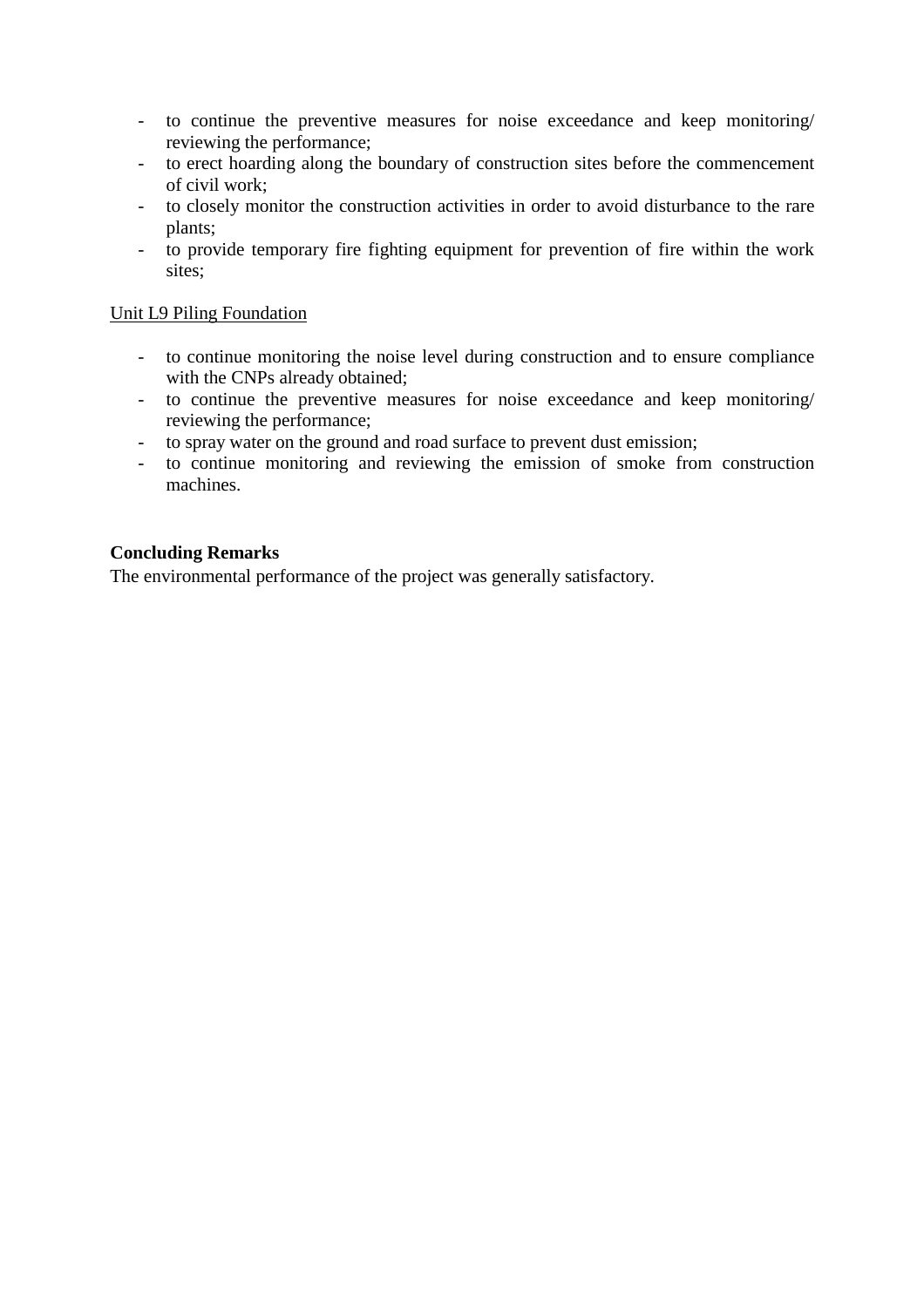- to continue the preventive measures for noise exceedance and keep monitoring/ reviewing the performance;
- to erect hoarding along the boundary of construction sites before the commencement of civil work;
- to closely monitor the construction activities in order to avoid disturbance to the rare plants;
- to provide temporary fire fighting equipment for prevention of fire within the work sites;

<u>Unit L9 Piling Foundation</u>

- to continue monitoring the noise level during construction and to ensure compliance with the CNPs already obtained;
- to continue the preventive measures for noise exceedance and keep monitoring/ reviewing the performance;
- to spray water on the ground and road surface to prevent dust emission;
- to continue monitoring and reviewing the emission of smoke from construction machines.

**Concluding Remarks**

The environmental performance of the project was generally satisfactory.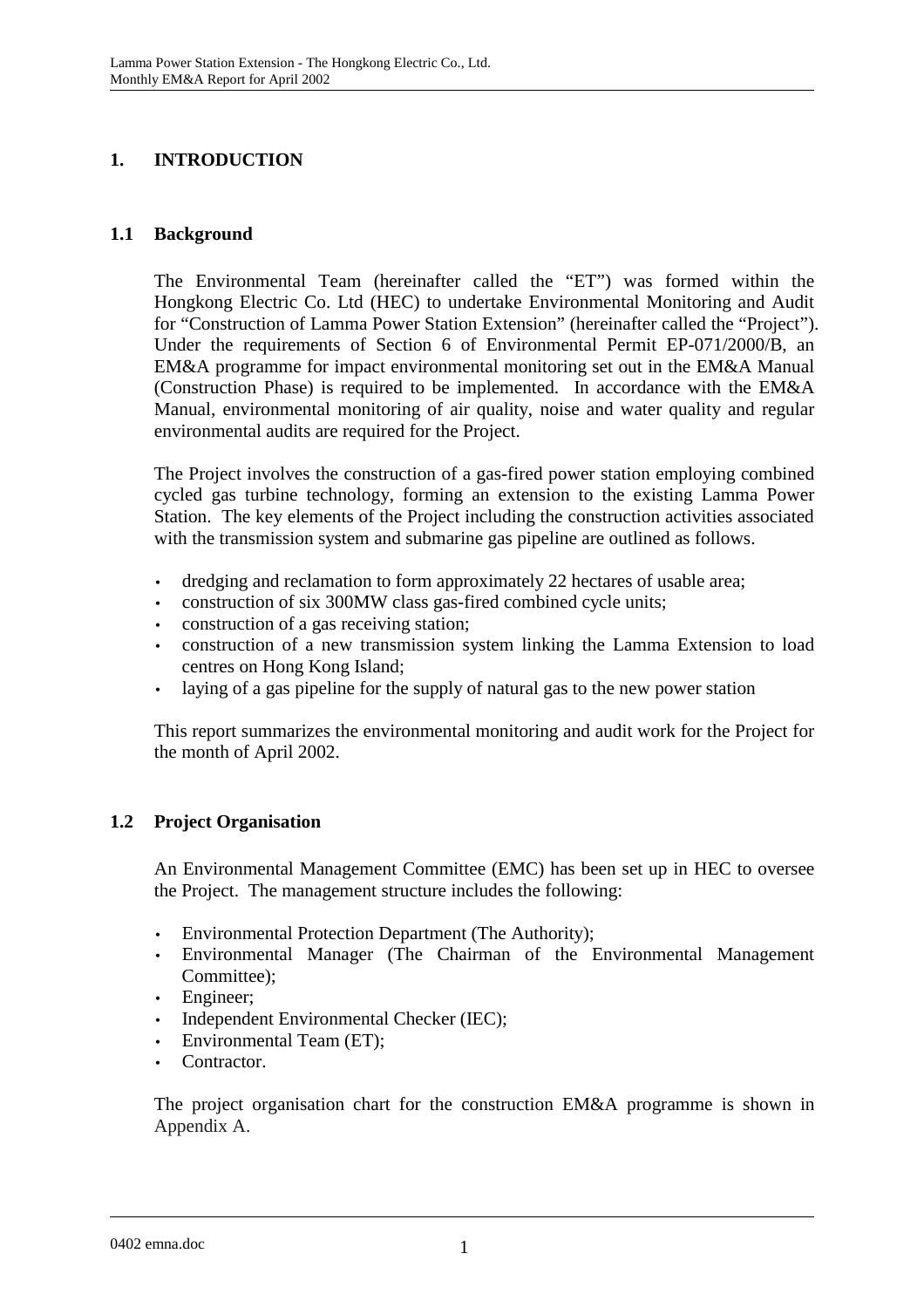# 1. INTRODUCTION

## 1.1 Background

The Environmental Team (hereinafter called the "ET") was formed within the Hongkong Electric Co. Ltd (HEC) to undertake Environmental Monitoring and Audit for "Construction of Lamma Power Station Extension" (hereinafter called the "Project"). Under the requirements of Section 6 of Environmental Permit EP-071/2000/B, an EM&A programme for impact environmental monitoring set out in the EM&A Manual (Construction Phase) is required to be implemented. In accordance with the EM&A Manual, environmental monitoring of air quality, noise and water quality and regular environmental audits are required for the Project.

The Project involves the construction of a gas-fired power station employing combined cycled gas turbine technology, forming an extension to the existing Lamma Power Station. The key elements of the Project including the construction activities associated with the transmission system and submarine gas pipeline are outlined as follows.

- dredging and reclamation to form approximately 22 hectares of usable area;
- construction of six 300MW class gas-fired combined cycle units;
- construction of a gas receiving station;
- construction of a new transmission system linking the Lamma Extension to load centres on Hong Kong Island;
- laying of a gas pipeline for the supply of natural gas to the new power station

This report summarizes the environmental monitoring and audit work for the Project for the month of April 2002.

## 1.2 Project Organisation

An Environmental Management Committee (EMC) has been set up in HEC to oversee the Project. The management structure includes the following:

- Environmental Protection Department (The Authority);
- Environmental Manager (The Chairman of the Environmental Management Committee);
- Engineer;
- Independent Environmental Checker (IEC);
- Environmental Team (ET);
- Contractor.

The project organisation chart for the construction EM&A programme is shown in Appendix A.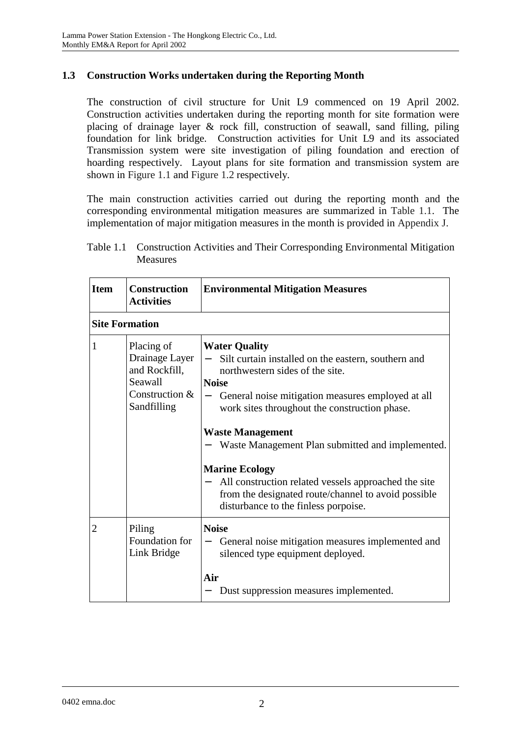### 1.3 Construction Works undertaken during the Reporting Month

The construction of civil structure for Unit L9 commenced on 19 April 2002. Construction activities undertaken during the reporting month for site formation were placing of drainage layer & rock fill, construction of seawall, sand filling, piling foundation for link bridge. Construction activities for Unit L9 and its associated Transmission system were site investigation of piling foundation and erection of hoarding respectively. Layout plans for site formation and transmission system are shown in Figure 1.1 and Figure 1.2 respectively.

The main construction activities carried out during the reporting month and the corresponding environmental mitigation measures are summarized in Table 1.1. The implementation of major mitigation measures in the month is provided in Appendix J.

Table 1.1 Construction Activities and Their Corresponding Environmental Mitigation Measures

| Item | Construction Activities | Environmental Mitigation Measures |
|---|---|---|
| **Site Formation** | | |
| 1 | Placing of Drainage Layer and Rockfill, Seawall Construction & Sandfilling | **Water Quality**<br>– Silt curtain installed on the eastern, southern and northwestern sides of the site.<br>**Noise**<br>– General noise mitigation measures employed at all work sites throughout the construction phase.<br><br>**Waste Management**<br>– Waste Management Plan submitted and implemented.<br><br>**Marine Ecology**<br>– All construction related vessels approached the site from the designated route/channel to avoid possible disturbance to the finless porpoise. |
| 2 | Piling Foundation for Link Bridge | **Noise**<br>– General noise mitigation measures implemented and silenced type equipment deployed.<br><br>**Air**<br>– Dust suppression measures implemented. |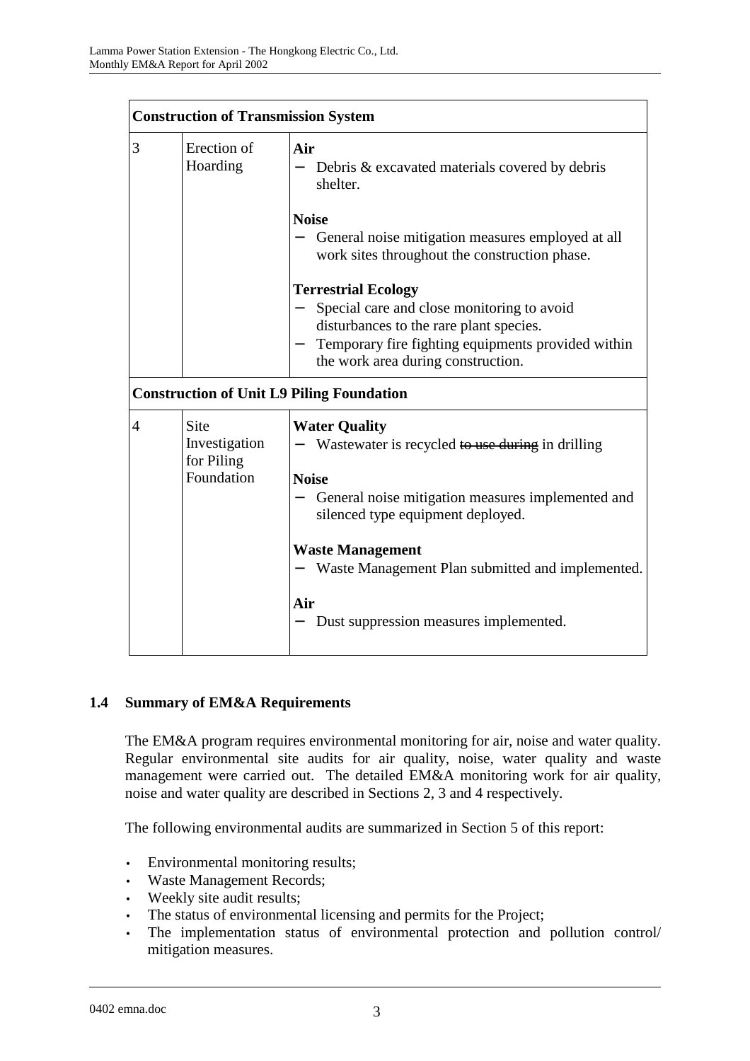| Construction of Transmission System | | |
|---|---|---|
| 3 | Erection of Hoarding | **Air**<br>– Debris & excavated materials covered by debris shelter.<br><br>**Noise**<br>– General noise mitigation measures employed at all work sites throughout the construction phase.<br><br>**Terrestrial Ecology**<br>– Special care and close monitoring to avoid disturbances to the rare plant species.<br>– Temporary fire fighting equipments provided within the work area during construction. |
| **Construction of Unit L9 Piling Foundation** | | |
| 4 | Site Investigation for Piling Foundation | **Water Quality**<br>– Wastewater is recycled ~~to use during~~ in drilling<br><br>**Noise**<br>– General noise mitigation measures implemented and silenced type equipment deployed.<br><br>**Waste Management**<br>– Waste Management Plan submitted and implemented.<br><br>**Air**<br>– Dust suppression measures implemented. |

## 1.4 Summary of EM&A Requirements

The EM&A program requires environmental monitoring for air, noise and water quality. Regular environmental site audits for air quality, noise, water quality and waste management were carried out. The detailed EM&A monitoring work for air quality, noise and water quality are described in Sections 2, 3 and 4 respectively.

The following environmental audits are summarized in Section 5 of this report:

- Environmental monitoring results;
- Waste Management Records;
- Weekly site audit results;
- The status of environmental licensing and permits for the Project;
- The implementation status of environmental protection and pollution control/ mitigation measures.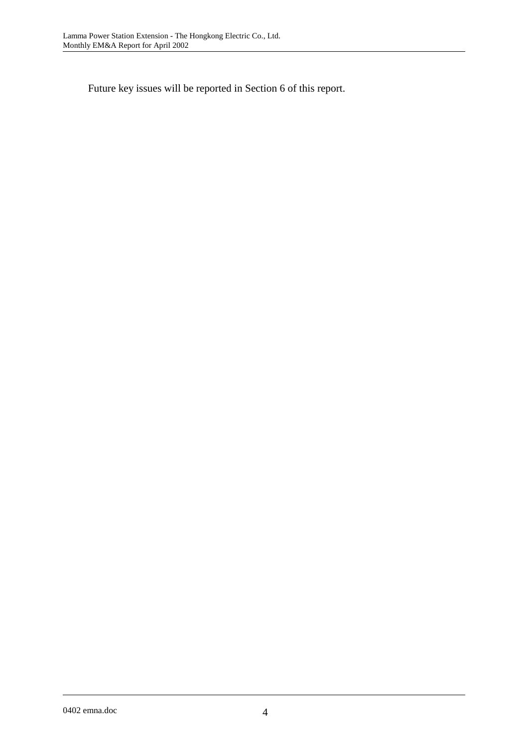Future key issues will be reported in Section 6 of this report.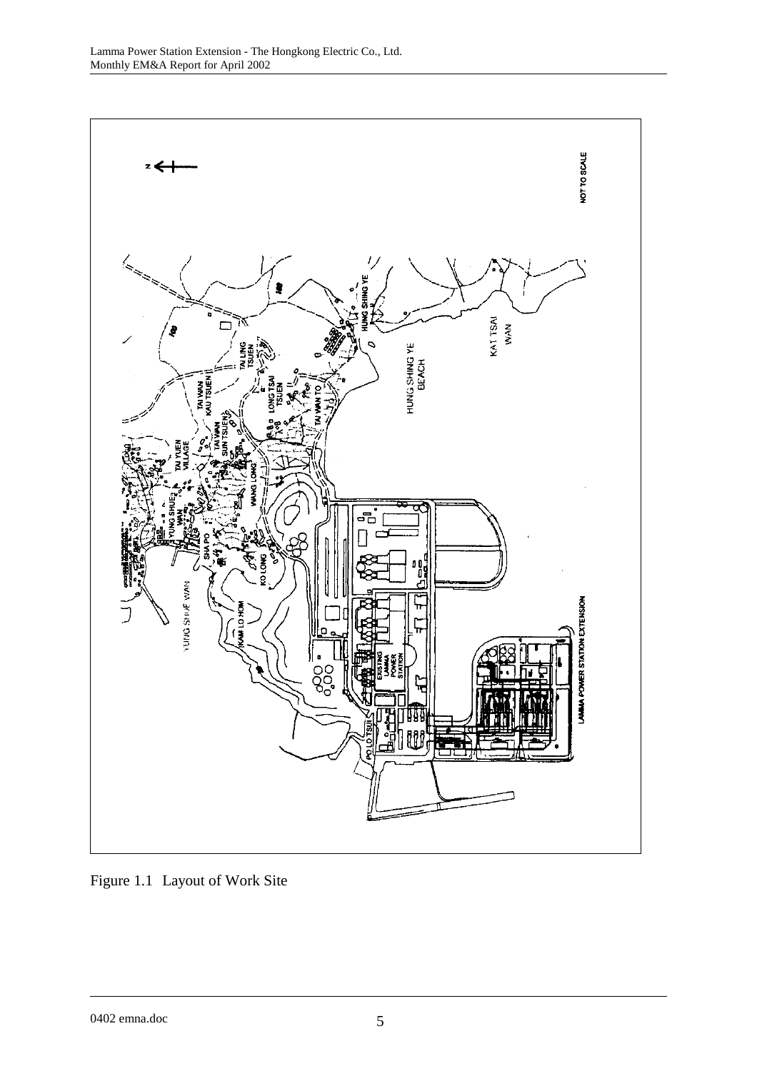Figure 1.1 Layout of Work Site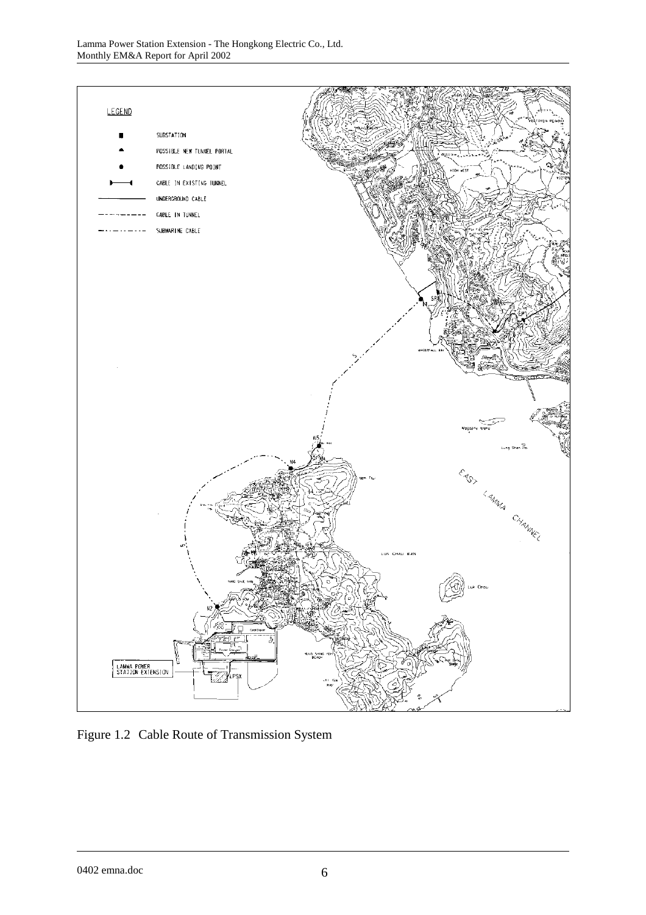Figure 1.2 Cable Route of Transmission System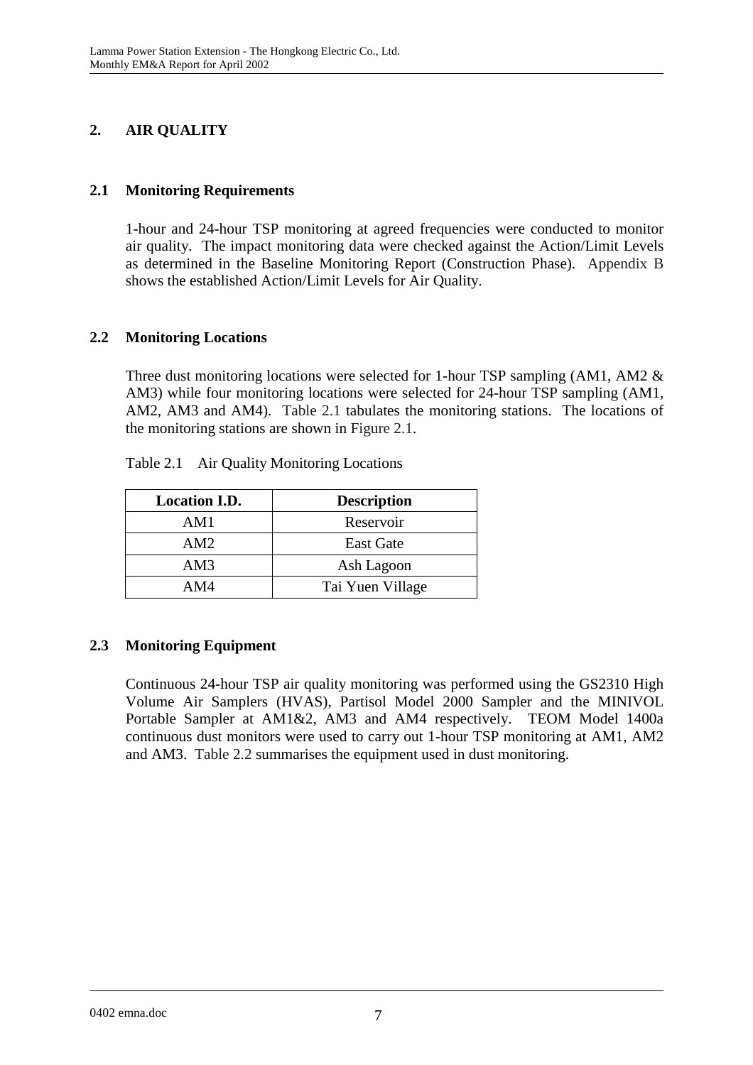# 2. AIR QUALITY

## 2.1 Monitoring Requirements

1-hour and 24-hour TSP monitoring at agreed frequencies were conducted to monitor air quality. The impact monitoring data were checked against the Action/Limit Levels as determined in the Baseline Monitoring Report (Construction Phase). Appendix B shows the established Action/Limit Levels for Air Quality.

## 2.2 Monitoring Locations

Three dust monitoring locations were selected for 1-hour TSP sampling (AM1, AM2 & AM3) while four monitoring locations were selected for 24-hour TSP sampling (AM1, AM2, AM3 and AM4). Table 2.1 tabulates the monitoring stations. The locations of the monitoring stations are shown in Figure 2.1.

Table 2.1 Air Quality Monitoring Locations

| Location I.D. | Description |
|---|---|
| AM1 | Reservoir |
| AM2 | East Gate |
| AM3 | Ash Lagoon |
| AM4 | Tai Yuen Village |

## 2.3 Monitoring Equipment

Continuous 24-hour TSP air quality monitoring was performed using the GS2310 High Volume Air Samplers (HVAS), Partisol Model 2000 Sampler and the MINIVOL Portable Sampler at AM1&2, AM3 and AM4 respectively. TEOM Model 1400a continuous dust monitors were used to carry out 1-hour TSP monitoring at AM1, AM2 and AM3. Table 2.2 summarises the equipment used in dust monitoring.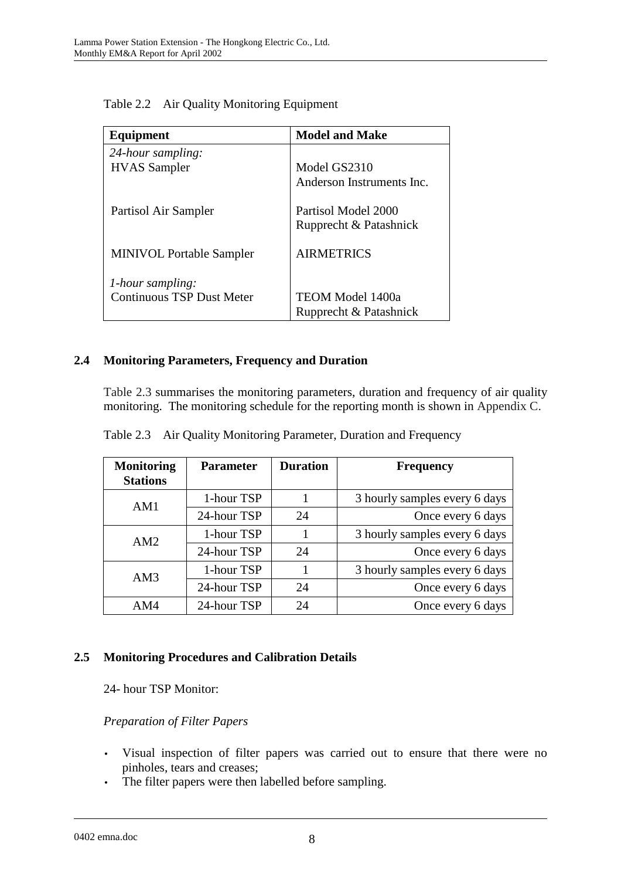Table 2.2 Air Quality Monitoring Equipment

| Equipment | Model and Make |
| --- | --- |
| *24-hour sampling:* | |
| HVAS Sampler | Model GS2310<br>Anderson Instruments Inc. |
| Partisol Air Sampler | Partisol Model 2000<br>Rupprecht & Patashnick |
| MINIVOL Portable Sampler | AIRMETRICS |
| *1-hour sampling:* | |
| Continuous TSP Dust Meter | TEOM Model 1400a<br>Rupprecht & Patashnick |

## 2.4 Monitoring Parameters, Frequency and Duration

Table 2.3 summarises the monitoring parameters, duration and frequency of air quality monitoring. The monitoring schedule for the reporting month is shown in Appendix C.

Table 2.3 Air Quality Monitoring Parameter, Duration and Frequency

| Monitoring Stations | Parameter | Duration | Frequency |
| --- | --- | --- | --- |
| AM1 | 1-hour TSP | 1 | 3 hourly samples every 6 days |
| | 24-hour TSP | 24 | Once every 6 days |
| AM2 | 1-hour TSP | 1 | 3 hourly samples every 6 days |
| | 24-hour TSP | 24 | Once every 6 days |
| AM3 | 1-hour TSP | 1 | 3 hourly samples every 6 days |
| | 24-hour TSP | 24 | Once every 6 days |
| AM4 | 24-hour TSP | 24 | Once every 6 days |

## 2.5 Monitoring Procedures and Calibration Details

24- hour TSP Monitor:

*Preparation of Filter Papers*

- Visual inspection of filter papers was carried out to ensure that there were no pinholes, tears and creases;
- The filter papers were then labelled before sampling.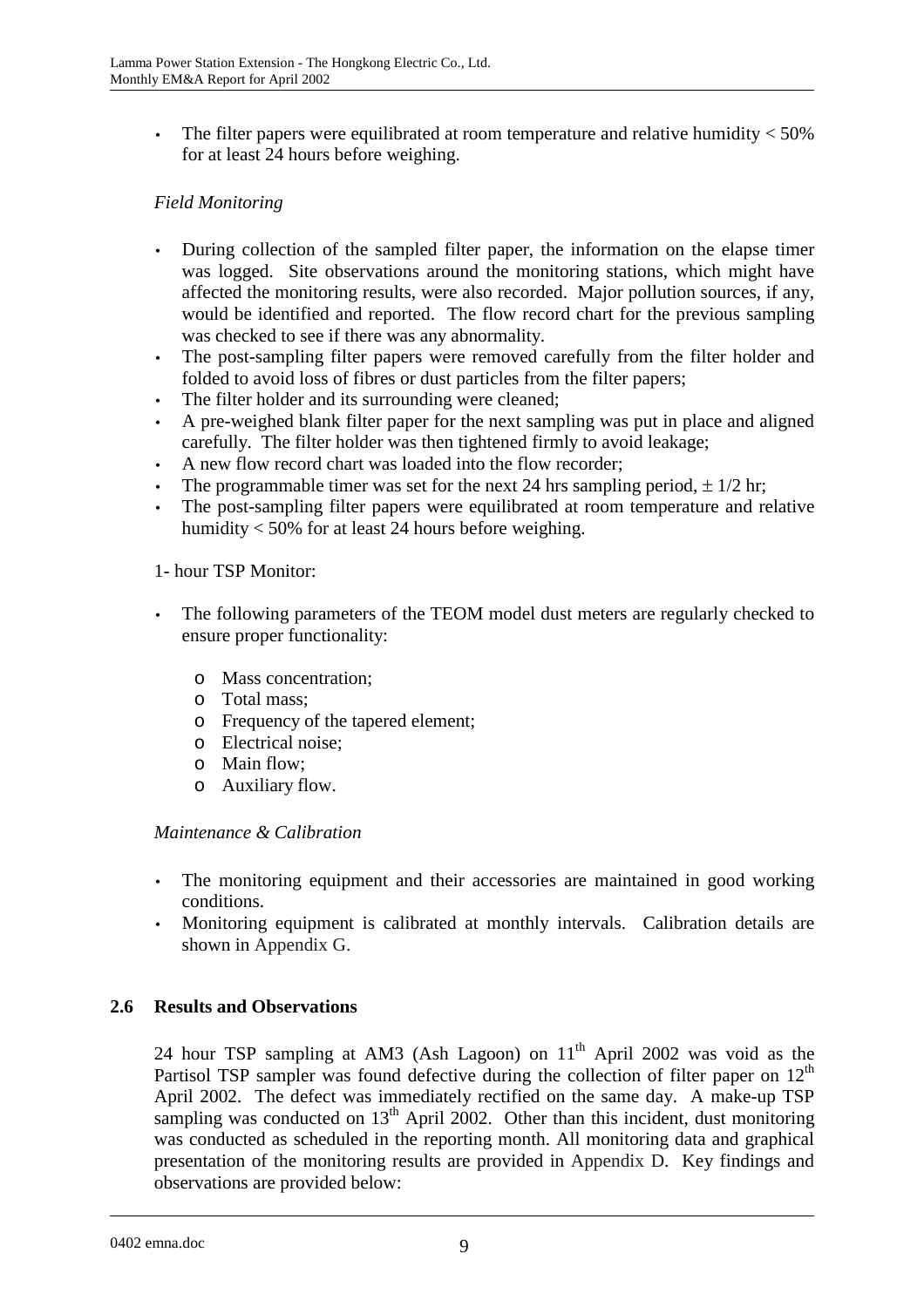- The filter papers were equilibrated at room temperature and relative humidity < 50% for at least 24 hours before weighing.

*Field Monitoring*

- During collection of the sampled filter paper, the information on the elapse timer was logged. Site observations around the monitoring stations, which might have affected the monitoring results, were also recorded. Major pollution sources, if any, would be identified and reported. The flow record chart for the previous sampling was checked to see if there was any abnormality.
- The post-sampling filter papers were removed carefully from the filter holder and folded to avoid loss of fibres or dust particles from the filter papers;
- The filter holder and its surrounding were cleaned;
- A pre-weighed blank filter paper for the next sampling was put in place and aligned carefully. The filter holder was then tightened firmly to avoid leakage;
- A new flow record chart was loaded into the flow recorder;
- The programmable timer was set for the next 24 hrs sampling period, ± 1/2 hr;
- The post-sampling filter papers were equilibrated at room temperature and relative humidity < 50% for at least 24 hours before weighing.

1- hour TSP Monitor:

- The following parameters of the TEOM model dust meters are regularly checked to ensure proper functionality:
  - Mass concentration;
  - Total mass;
  - Frequency of the tapered element;
  - Electrical noise;
  - Main flow;
  - Auxiliary flow.

*Maintenance & Calibration*

- The monitoring equipment and their accessories are maintained in good working conditions.
- Monitoring equipment is calibrated at monthly intervals. Calibration details are shown in Appendix G.

## 2.6 Results and Observations

24 hour TSP sampling at AM3 (Ash Lagoon) on 11th April 2002 was void as the Partisol TSP sampler was found defective during the collection of filter paper on 12th April 2002. The defect was immediately rectified on the same day. A make-up TSP sampling was conducted on 13th April 2002. Other than this incident, dust monitoring was conducted as scheduled in the reporting month. All monitoring data and graphical presentation of the monitoring results are provided in Appendix D. Key findings and observations are provided below: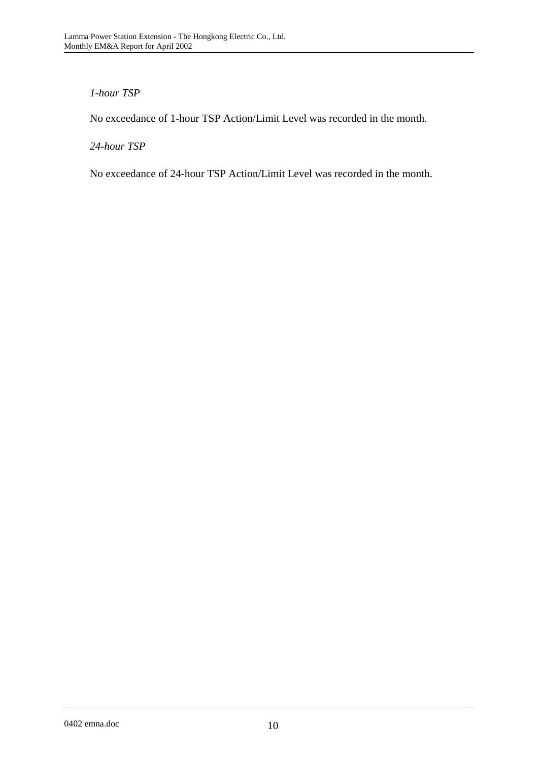*1-hour TSP*

No exceedance of 1-hour TSP Action/Limit Level was recorded in the month.

*24-hour TSP*

No exceedance of 24-hour TSP Action/Limit Level was recorded in the month.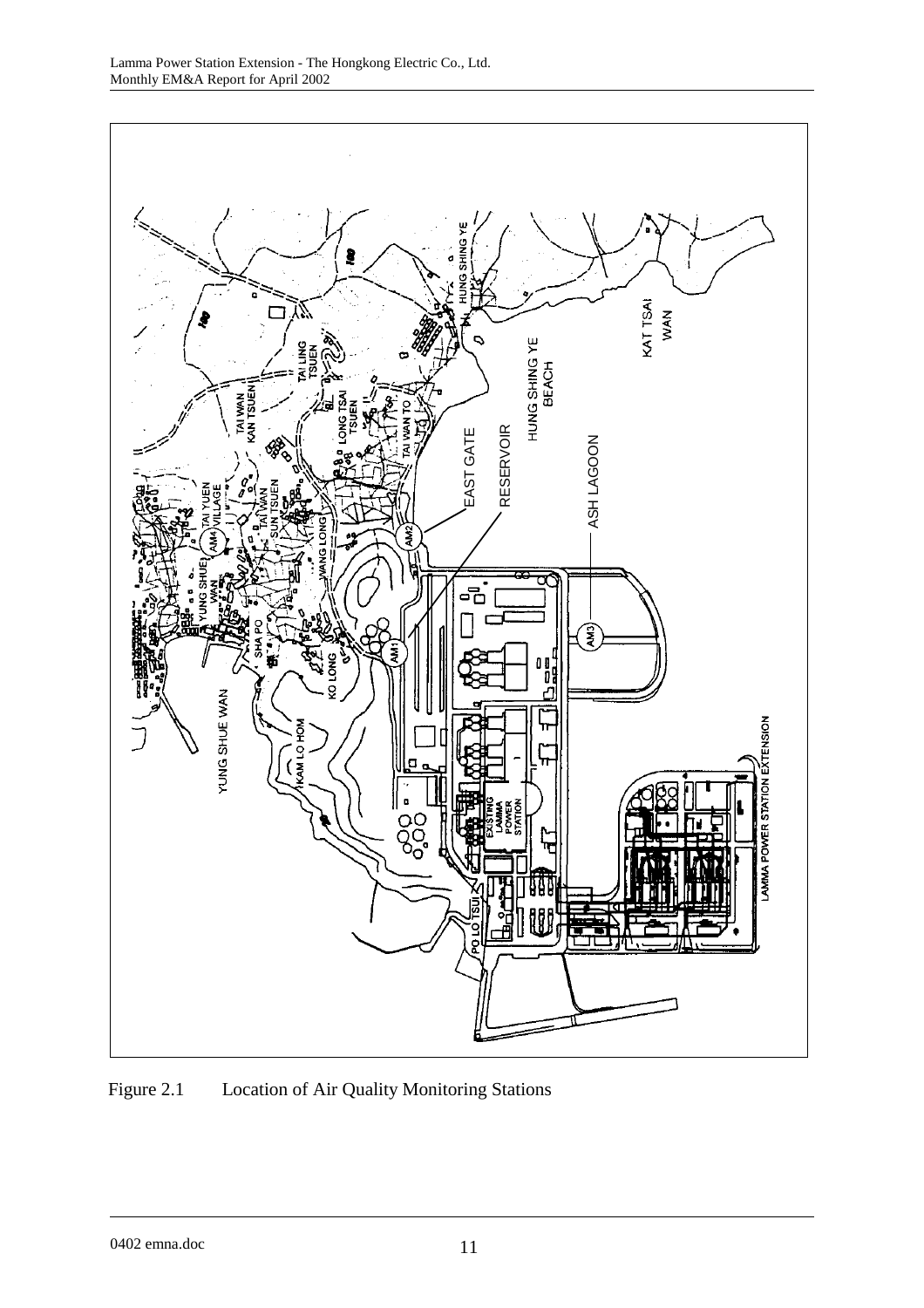Figure 2.1 Location of Air Quality Monitoring Stations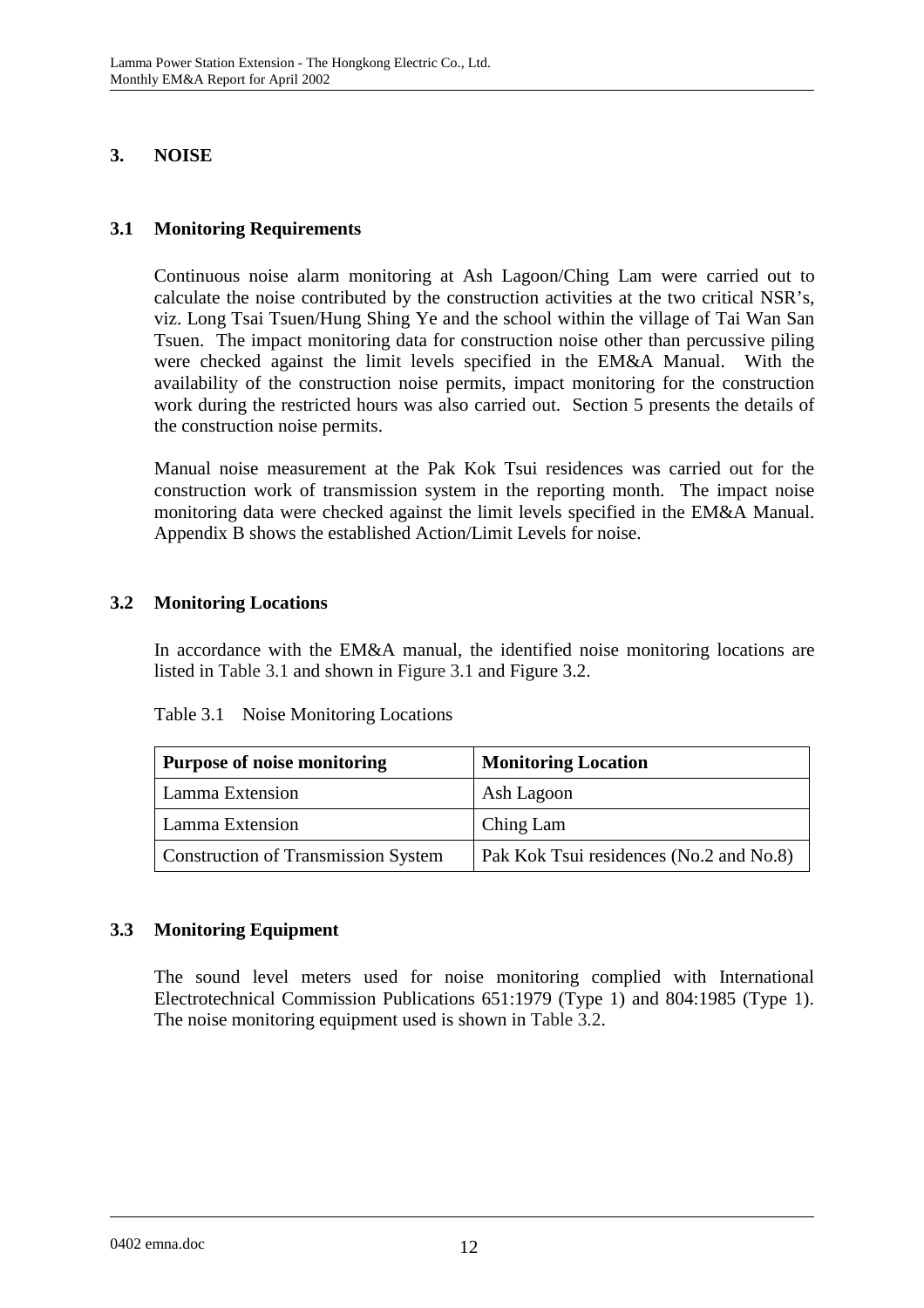# 3. NOISE

## 3.1 Monitoring Requirements

Continuous noise alarm monitoring at Ash Lagoon/Ching Lam were carried out to calculate the noise contributed by the construction activities at the two critical NSR's, viz. Long Tsai Tsuen/Hung Shing Ye and the school within the village of Tai Wan San Tsuen. The impact monitoring data for construction noise other than percussive piling were checked against the limit levels specified in the EM&A Manual. With the availability of the construction noise permits, impact monitoring for the construction work during the restricted hours was also carried out. Section 5 presents the details of the construction noise permits.

Manual noise measurement at the Pak Kok Tsui residences was carried out for the construction work of transmission system in the reporting month. The impact noise monitoring data were checked against the limit levels specified in the EM&A Manual. Appendix B shows the established Action/Limit Levels for noise.

## 3.2 Monitoring Locations

In accordance with the EM&A manual, the identified noise monitoring locations are listed in Table 3.1 and shown in Figure 3.1 and Figure 3.2.

Table 3.1 Noise Monitoring Locations

| Purpose of noise monitoring | Monitoring Location |
|---|---|
| Lamma Extension | Ash Lagoon |
| Lamma Extension | Ching Lam |
| Construction of Transmission System | Pak Kok Tsui residences (No.2 and No.8) |

## 3.3 Monitoring Equipment

The sound level meters used for noise monitoring complied with International Electrotechnical Commission Publications 651:1979 (Type 1) and 804:1985 (Type 1). The noise monitoring equipment used is shown in Table 3.2.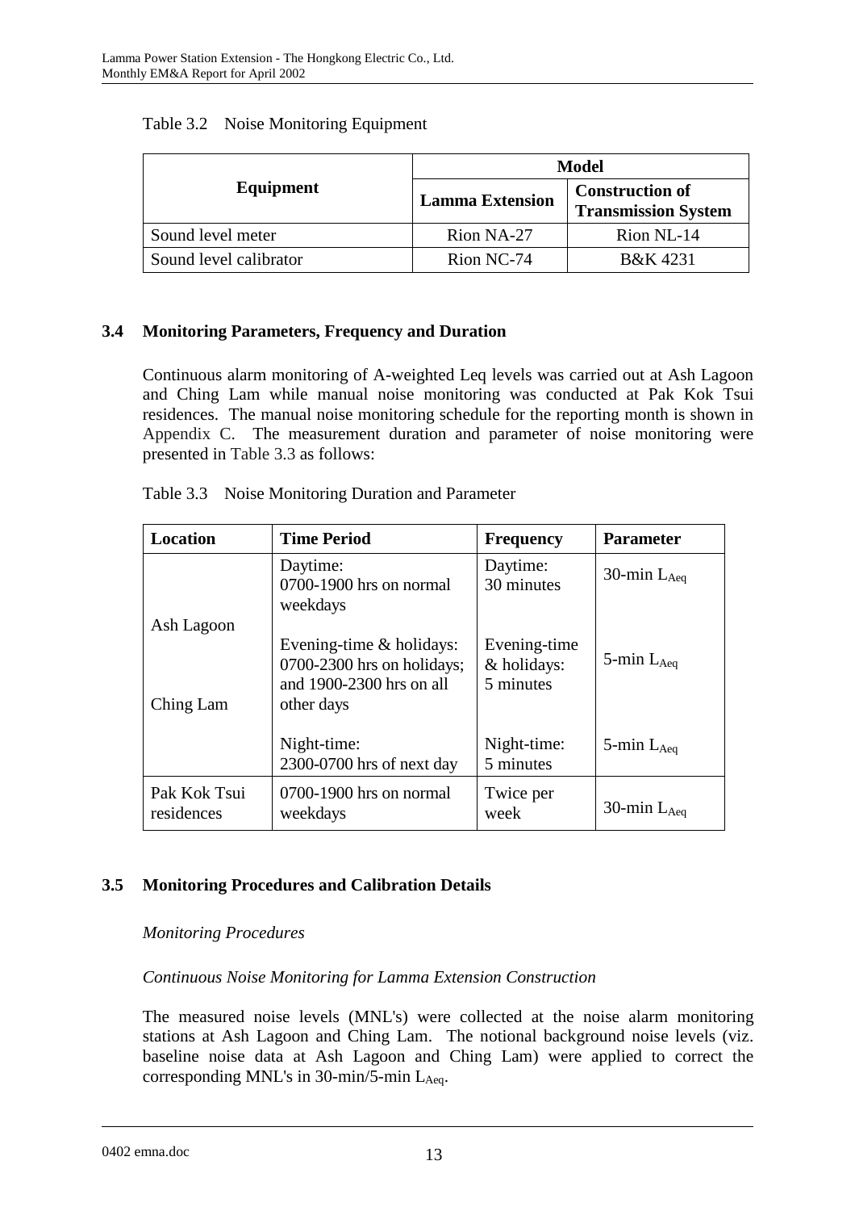Table 3.2 Noise Monitoring Equipment

| Equipment | Model | |
|---|---|---|
| | **Lamma Extension** | **Construction of Transmission System** |
| Sound level meter | Rion NA-27 | Rion NL-14 |
| Sound level calibrator | Rion NC-74 | B&K 4231 |

## 3.4 Monitoring Parameters, Frequency and Duration

Continuous alarm monitoring of A-weighted Leq levels was carried out at Ash Lagoon and Ching Lam while manual noise monitoring was conducted at Pak Kok Tsui residences. The manual noise monitoring schedule for the reporting month is shown in Appendix C. The measurement duration and parameter of noise monitoring were presented in Table 3.3 as follows:

Table 3.3 Noise Monitoring Duration and Parameter

| Location | Time Period | Frequency | Parameter |
|---|---|---|---|
| Ash Lagoon<br><br>Ching Lam | Daytime:<br>0700-1900 hrs on normal weekdays | Daytime:<br>30 minutes | 30-min $L_{Aeq}$ |
| | Evening-time & holidays:<br>0700-2300 hrs on holidays; and 1900-2300 hrs on all other days | Evening-time & holidays:<br>5 minutes | 5-min $L_{Aeq}$ |
| | Night-time:<br>2300-0700 hrs of next day | Night-time:<br>5 minutes | 5-min $L_{Aeq}$ |
| Pak Kok Tsui residences | 0700-1900 hrs on normal weekdays | Twice per week | 30-min $L_{Aeq}$ |

## 3.5 Monitoring Procedures and Calibration Details

*Monitoring Procedures*

*Continuous Noise Monitoring for Lamma Extension Construction*

The measured noise levels (MNL's) were collected at the noise alarm monitoring stations at Ash Lagoon and Ching Lam. The notional background noise levels (viz. baseline noise data at Ash Lagoon and Ching Lam) were applied to correct the corresponding MNL's in 30-min/5-min $L_{Aeq}$.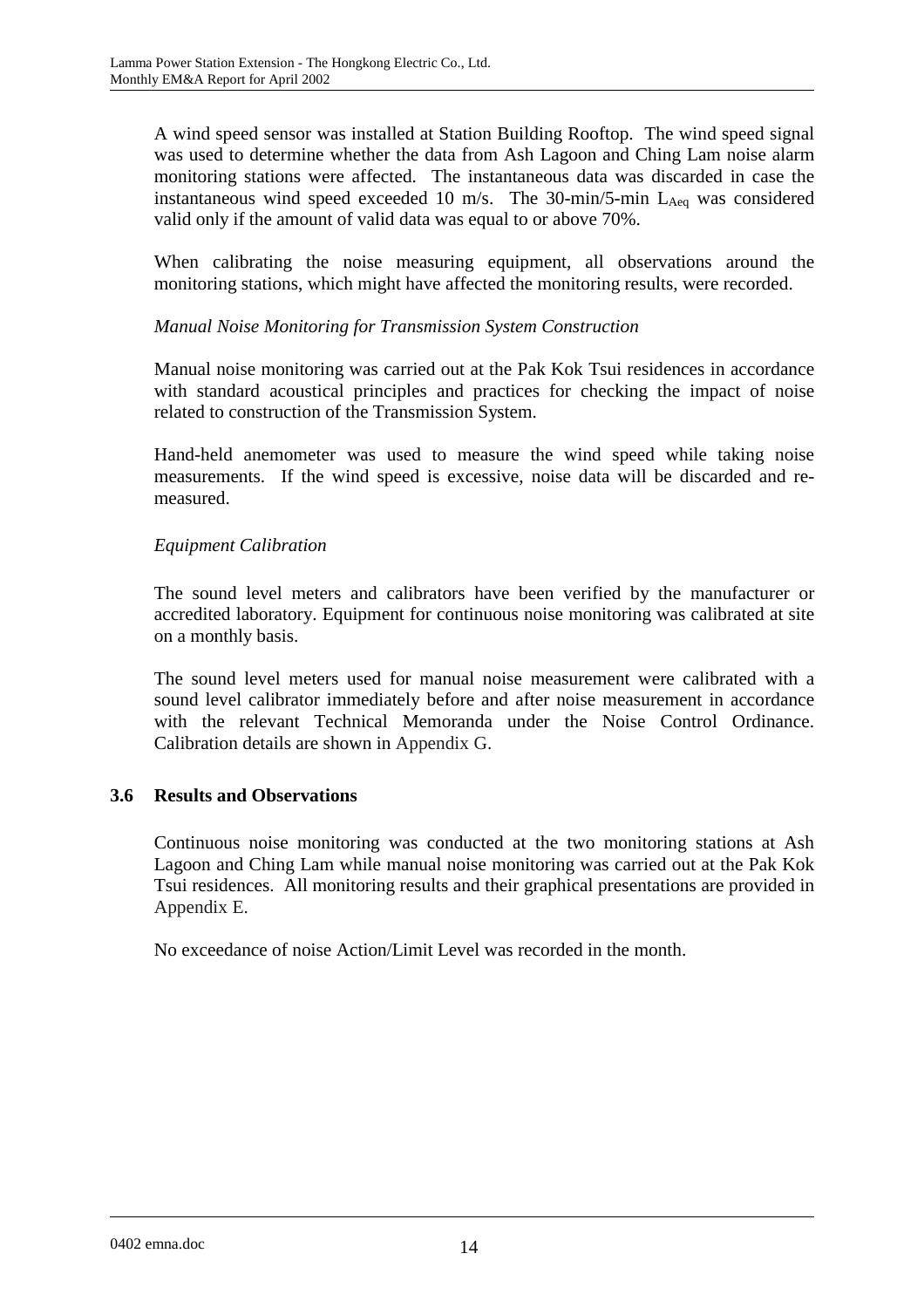A wind speed sensor was installed at Station Building Rooftop. The wind speed signal was used to determine whether the data from Ash Lagoon and Ching Lam noise alarm monitoring stations were affected. The instantaneous data was discarded in case the instantaneous wind speed exceeded 10 m/s. The 30-min/5-min $L_{Aeq}$ was considered valid only if the amount of valid data was equal to or above 70%.

When calibrating the noise measuring equipment, all observations around the monitoring stations, which might have affected the monitoring results, were recorded.

*Manual Noise Monitoring for Transmission System Construction*

Manual noise monitoring was carried out at the Pak Kok Tsui residences in accordance with standard acoustical principles and practices for checking the impact of noise related to construction of the Transmission System.

Hand-held anemometer was used to measure the wind speed while taking noise measurements. If the wind speed is excessive, noise data will be discarded and re-measured.

*Equipment Calibration*

The sound level meters and calibrators have been verified by the manufacturer or accredited laboratory. Equipment for continuous noise monitoring was calibrated at site on a monthly basis.

The sound level meters used for manual noise measurement were calibrated with a sound level calibrator immediately before and after noise measurement in accordance with the relevant Technical Memoranda under the Noise Control Ordinance. Calibration details are shown in Appendix G.

## 3.6 Results and Observations

Continuous noise monitoring was conducted at the two monitoring stations at Ash Lagoon and Ching Lam while manual noise monitoring was carried out at the Pak Kok Tsui residences. All monitoring results and their graphical presentations are provided in Appendix E.

No exceedance of noise Action/Limit Level was recorded in the month.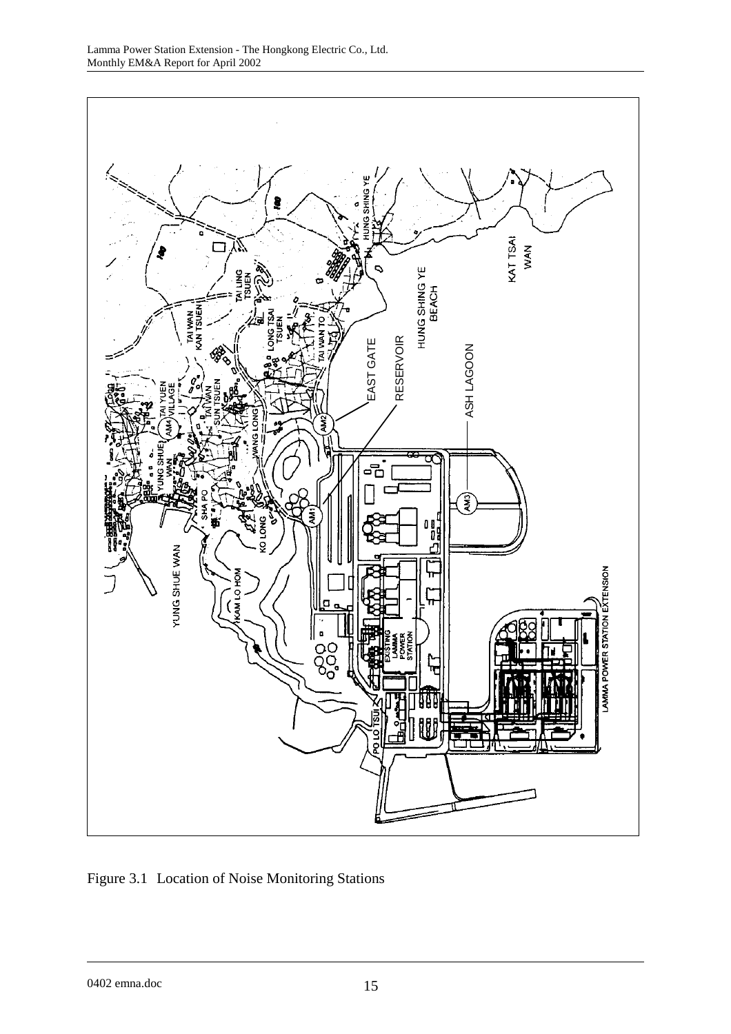Figure 3.1 Location of Noise Monitoring Stations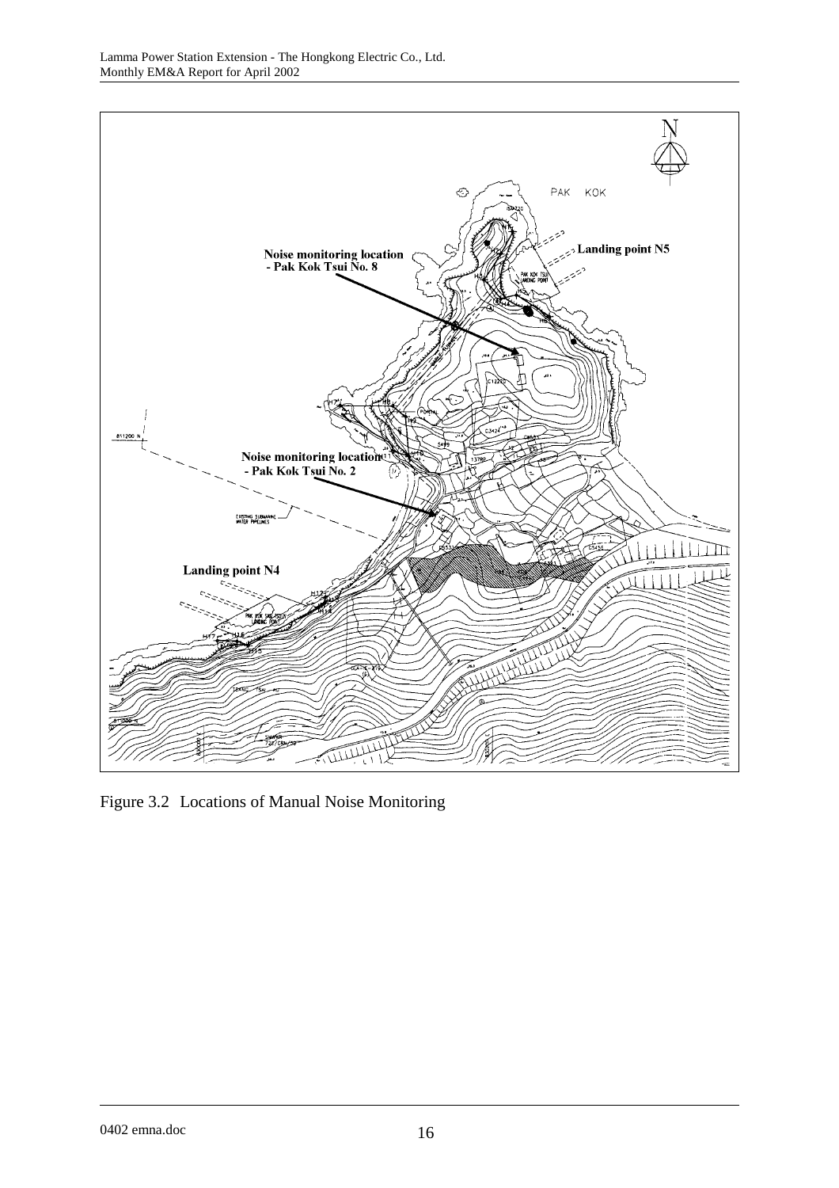Figure 3.2 Locations of Manual Noise Monitoring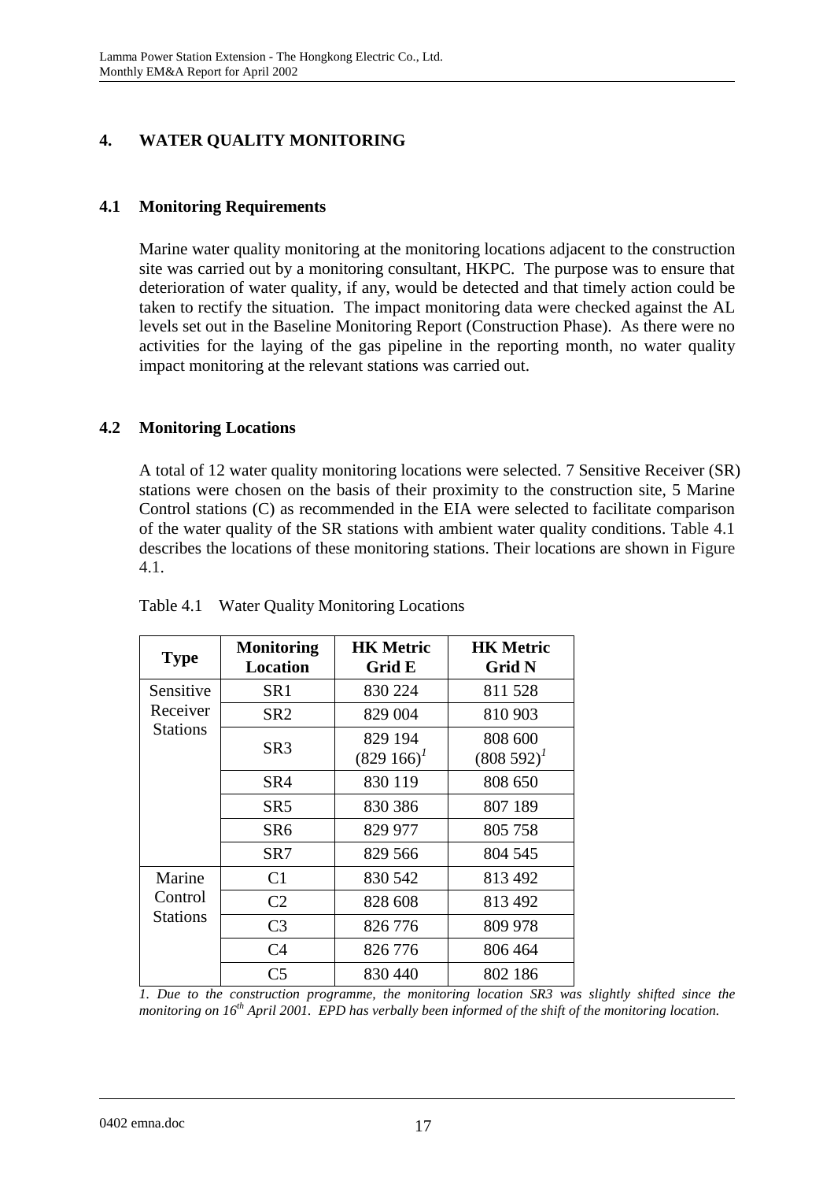# 4. WATER QUALITY MONITORING

## 4.1 Monitoring Requirements

Marine water quality monitoring at the monitoring locations adjacent to the construction site was carried out by a monitoring consultant, HKPC. The purpose was to ensure that deterioration of water quality, if any, would be detected and that timely action could be taken to rectify the situation. The impact monitoring data were checked against the AL levels set out in the Baseline Monitoring Report (Construction Phase). As there were no activities for the laying of the gas pipeline in the reporting month, no water quality impact monitoring at the relevant stations was carried out.

## 4.2 Monitoring Locations

A total of 12 water quality monitoring locations were selected. 7 Sensitive Receiver (SR) stations were chosen on the basis of their proximity to the construction site, 5 Marine Control stations (C) as recommended in the EIA were selected to facilitate comparison of the water quality of the SR stations with ambient water quality conditions. Table 4.1 describes the locations of these monitoring stations. Their locations are shown in Figure 4.1.

Table 4.1 Water Quality Monitoring Locations

| Type | Monitoring Location | HK Metric Grid E | HK Metric Grid N |
|---|---|---|---|
| Sensitive Receiver Stations | SR1 | 830 224 | 811 528 |
| | SR2 | 829 004 | 810 903 |
| | SR3 | 829 194 (829 166)[1] | 808 600 (808 592)[1] |
| | SR4 | 830 119 | 808 650 |
| | SR5 | 830 386 | 807 189 |
| | SR6 | 829 977 | 805 758 |
| | SR7 | 829 566 | 804 545 |
| Marine Control Stations | C1 | 830 542 | 813 492 |
| | C2 | 828 608 | 813 492 |
| | C3 | 826 776 | 809 978 |
| | C4 | 826 776 | 806 464 |
| | C5 | 830 440 | 802 186 |

*1. Due to the construction programme, the monitoring location SR3 was slightly shifted since the monitoring on 16th April 2001. EPD has verbally been informed of the shift of the monitoring location.*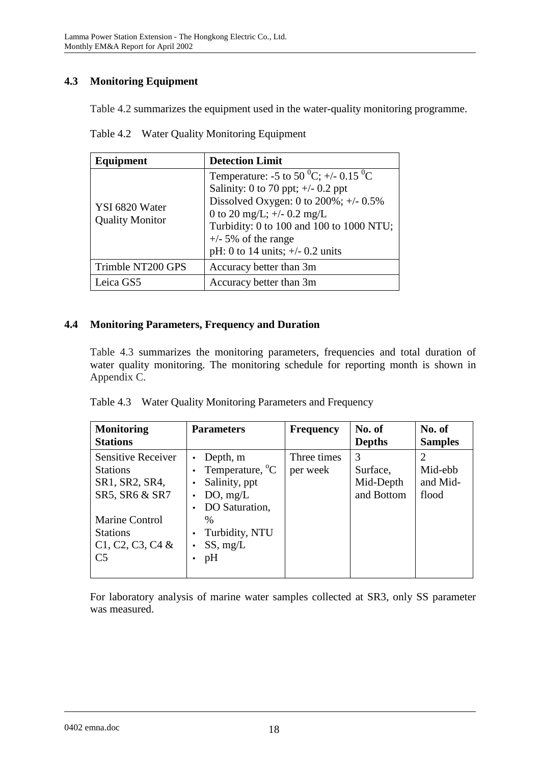## 4.3 Monitoring Equipment

Table 4.2 summarizes the equipment used in the water-quality monitoring programme.

Table 4.2 Water Quality Monitoring Equipment

| Equipment | Detection Limit |
|---|---|
| YSI 6820 Water Quality Monitor | Temperature: -5 to 50 $^0$C; +/- 0.15 $^0$C<br>Salinity: 0 to 70 ppt; +/- 0.2 ppt<br>Dissolved Oxygen: 0 to 200%; +/- 0.5%<br>0 to 20 mg/L; +/- 0.2 mg/L<br>Turbidity: 0 to 100 and 100 to 1000 NTU; +/- 5% of the range<br>pH: 0 to 14 units; +/- 0.2 units |
| Trimble NT200 GPS | Accuracy better than 3m |
| Leica GS5 | Accuracy better than 3m |

## 4.4 Monitoring Parameters, Frequency and Duration

Table 4.3 summarizes the monitoring parameters, frequencies and total duration of water quality monitoring. The monitoring schedule for reporting month is shown in Appendix C.

Table 4.3 Water Quality Monitoring Parameters and Frequency

| Monitoring Stations | Parameters | Frequency | No. of Depths | No. of Samples |
|---|---|---|---|---|
| Sensitive Receiver Stations SR1, SR2, SR4, SR5, SR6 & SR7<br><br>Marine Control Stations C1, C2, C3, C4 & C5 | • Depth, m<br>• Temperature, $^o$C<br>• Salinity, ppt<br>• DO, mg/L<br>• DO Saturation, %<br>• Turbidity, NTU<br>• SS, mg/L<br>• pH | Three times per week | 3<br>Surface, Mid-Depth and Bottom | 2<br>Mid-ebb and Mid-flood |

For laboratory analysis of marine water samples collected at SR3, only SS parameter was measured.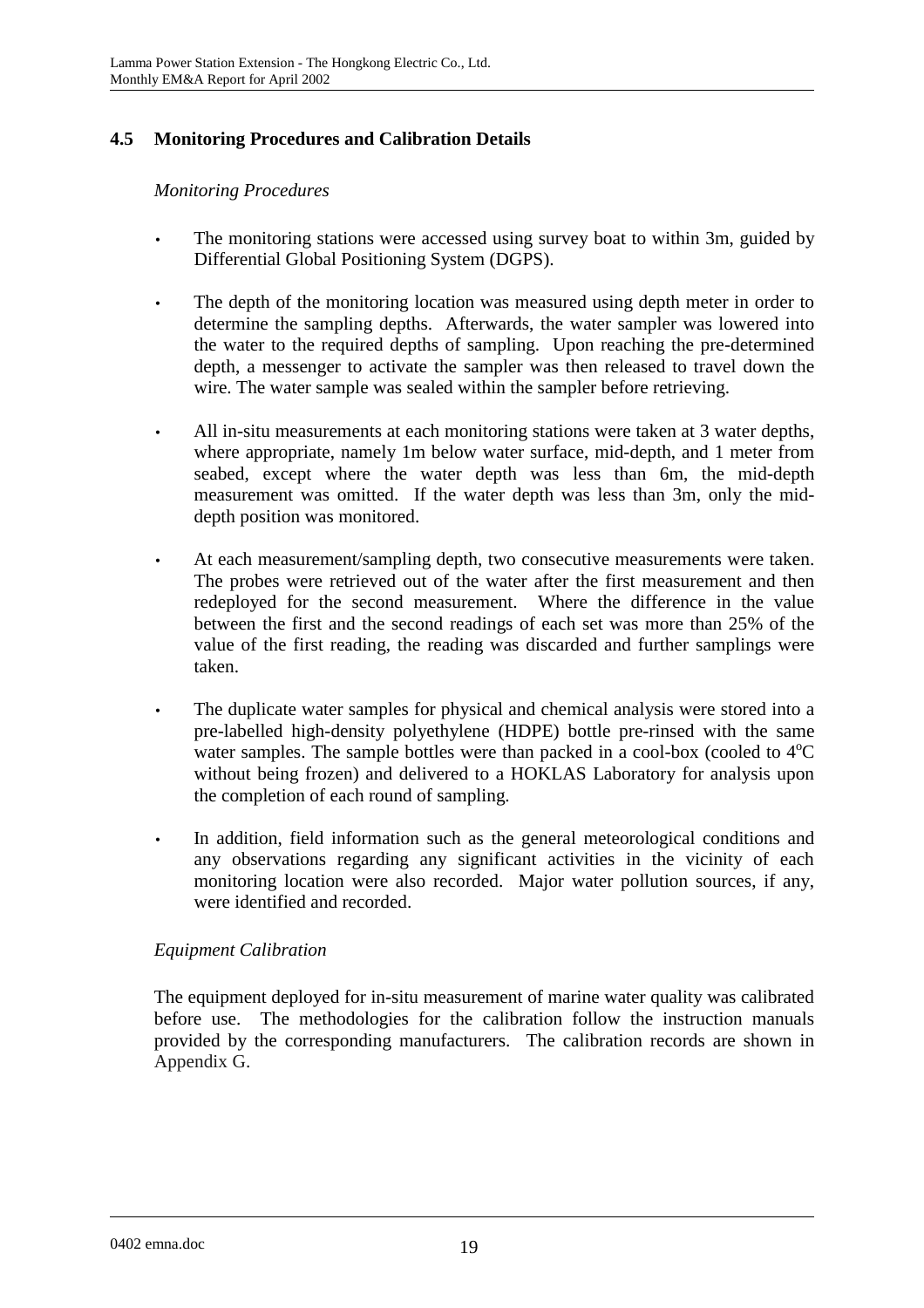## 4.5 Monitoring Procedures and Calibration Details

*Monitoring Procedures*

- The monitoring stations were accessed using survey boat to within 3m, guided by Differential Global Positioning System (DGPS).

- The depth of the monitoring location was measured using depth meter in order to determine the sampling depths. Afterwards, the water sampler was lowered into the water to the required depths of sampling. Upon reaching the pre-determined depth, a messenger to activate the sampler was then released to travel down the wire. The water sample was sealed within the sampler before retrieving.

- All in-situ measurements at each monitoring stations were taken at 3 water depths, where appropriate, namely 1m below water surface, mid-depth, and 1 meter from seabed, except where the water depth was less than 6m, the mid-depth measurement was omitted. If the water depth was less than 3m, only the mid-depth position was monitored.

- At each measurement/sampling depth, two consecutive measurements were taken. The probes were retrieved out of the water after the first measurement and then redeployed for the second measurement. Where the difference in the value between the first and the second readings of each set was more than 25% of the value of the first reading, the reading was discarded and further samplings were taken.

- The duplicate water samples for physical and chemical analysis were stored into a pre-labelled high-density polyethylene (HDPE) bottle pre-rinsed with the same water samples. The sample bottles were than packed in a cool-box (cooled to $4^oC$ without being frozen) and delivered to a HOKLAS Laboratory for analysis upon the completion of each round of sampling.

- In addition, field information such as the general meteorological conditions and any observations regarding any significant activities in the vicinity of each monitoring location were also recorded. Major water pollution sources, if any, were identified and recorded.

*Equipment Calibration*

The equipment deployed for in-situ measurement of marine water quality was calibrated before use. The methodologies for the calibration follow the instruction manuals provided by the corresponding manufacturers. The calibration records are shown in Appendix G.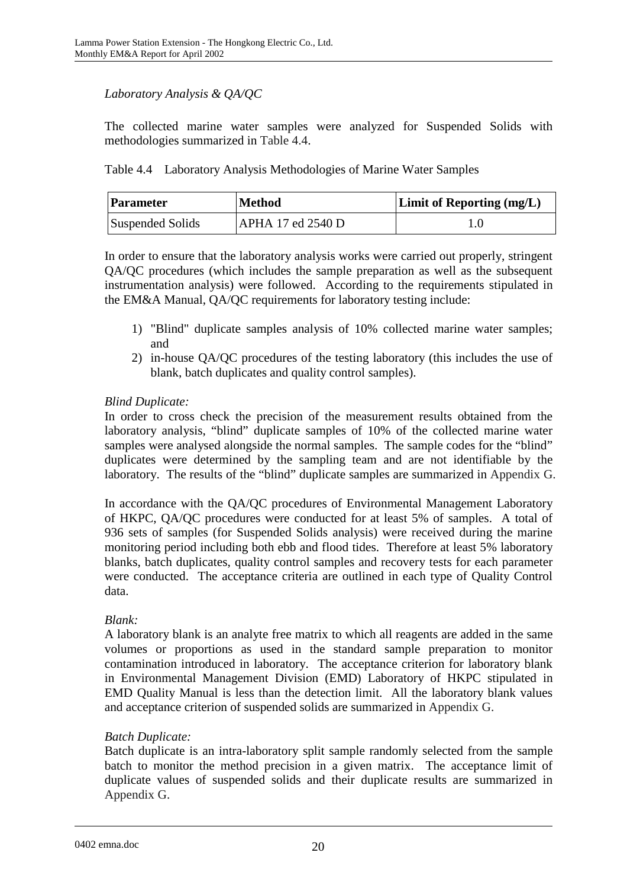*Laboratory Analysis & QA/QC*

The collected marine water samples were analyzed for Suspended Solids with methodologies summarized in Table 4.4.

Table 4.4 Laboratory Analysis Methodologies of Marine Water Samples

| Parameter | Method | Limit of Reporting (mg/L) |
|---|---|---|
| Suspended Solids | APHA 17 ed 2540 D | 1.0 |

In order to ensure that the laboratory analysis works were carried out properly, stringent QA/QC procedures (which includes the sample preparation as well as the subsequent instrumentation analysis) were followed. According to the requirements stipulated in the EM&A Manual, QA/QC requirements for laboratory testing include:

1) "Blind" duplicate samples analysis of 10% collected marine water samples; and
2) in-house QA/QC procedures of the testing laboratory (this includes the use of blank, batch duplicates and quality control samples).

*Blind Duplicate:*
In order to cross check the precision of the measurement results obtained from the laboratory analysis, "blind" duplicate samples of 10% of the collected marine water samples were analysed alongside the normal samples. The sample codes for the "blind" duplicates were determined by the sampling team and are not identifiable by the laboratory. The results of the "blind" duplicate samples are summarized in Appendix G.

In accordance with the QA/QC procedures of Environmental Management Laboratory of HKPC, QA/QC procedures were conducted for at least 5% of samples. A total of 936 sets of samples (for Suspended Solids analysis) were received during the marine monitoring period including both ebb and flood tides. Therefore at least 5% laboratory blanks, batch duplicates, quality control samples and recovery tests for each parameter were conducted. The acceptance criteria are outlined in each type of Quality Control data.

*Blank:*
A laboratory blank is an analyte free matrix to which all reagents are added in the same volumes or proportions as used in the standard sample preparation to monitor contamination introduced in laboratory. The acceptance criterion for laboratory blank in Environmental Management Division (EMD) Laboratory of HKPC stipulated in EMD Quality Manual is less than the detection limit. All the laboratory blank values and acceptance criterion of suspended solids are summarized in Appendix G.

*Batch Duplicate:*
Batch duplicate is an intra-laboratory split sample randomly selected from the sample batch to monitor the method precision in a given matrix. The acceptance limit of duplicate values of suspended solids and their duplicate results are summarized in Appendix G.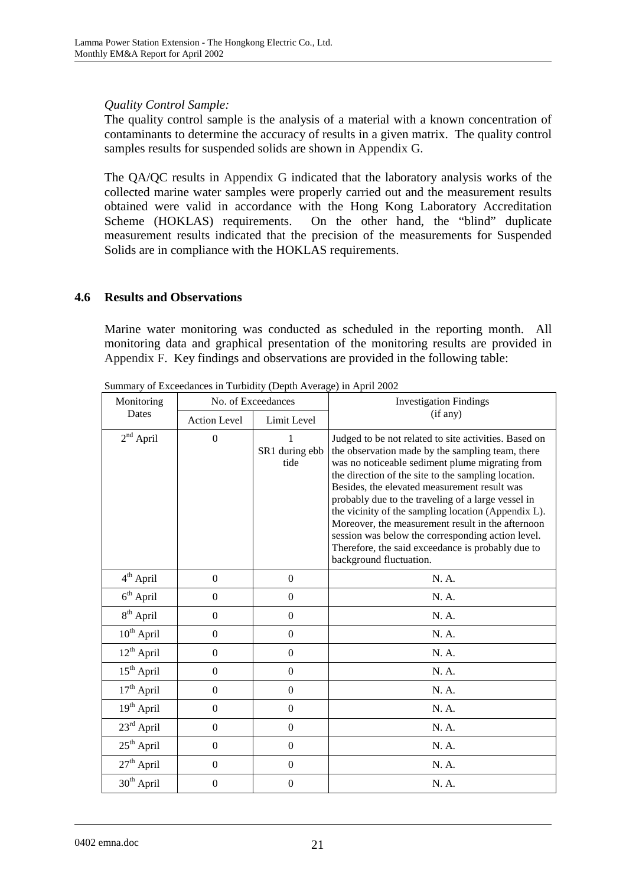*Quality Control Sample:*
The quality control sample is the analysis of a material with a known concentration of contaminants to determine the accuracy of results in a given matrix. The quality control samples results for suspended solids are shown in Appendix G.

The QA/QC results in Appendix G indicated that the laboratory analysis works of the collected marine water samples were properly carried out and the measurement results obtained were valid in accordance with the Hong Kong Laboratory Accreditation Scheme (HOKLAS) requirements. On the other hand, the "blind" duplicate measurement results indicated that the precision of the measurements for Suspended Solids are in compliance with the HOKLAS requirements.

## 4.6 Results and Observations

Marine water monitoring was conducted as scheduled in the reporting month. All monitoring data and graphical presentation of the monitoring results are provided in Appendix F. Key findings and observations are provided in the following table:

Summary of Exceedances in Turbidity (Depth Average) in April 2002

| Monitoring Dates | No. of Exceedances | | Investigation Findings (if any) |
|---|---|---|---|
| | Action Level | Limit Level | |
| 2nd April | 0 | 1 SR1 during ebb tide | Judged to be not related to site activities. Based on the observation made by the sampling team, there was no noticeable sediment plume migrating from the direction of the site to the sampling location. Besides, the elevated measurement result was probably due to the traveling of a large vessel in the vicinity of the sampling location (Appendix L). Moreover, the measurement result in the afternoon session was below the corresponding action level. Therefore, the said exceedance is probably due to background fluctuation. |
| 4th April | 0 | 0 | N. A. |
| 6th April | 0 | 0 | N. A. |
| 8th April | 0 | 0 | N. A. |
| 10th April | 0 | 0 | N. A. |
| 12th April | 0 | 0 | N. A. |
| 15th April | 0 | 0 | N. A. |
| 17th April | 0 | 0 | N. A. |
| 19th April | 0 | 0 | N. A. |
| 23rd April | 0 | 0 | N. A. |
| 25th April | 0 | 0 | N. A. |
| 27th April | 0 | 0 | N. A. |
| 30th April | 0 | 0 | N. A. |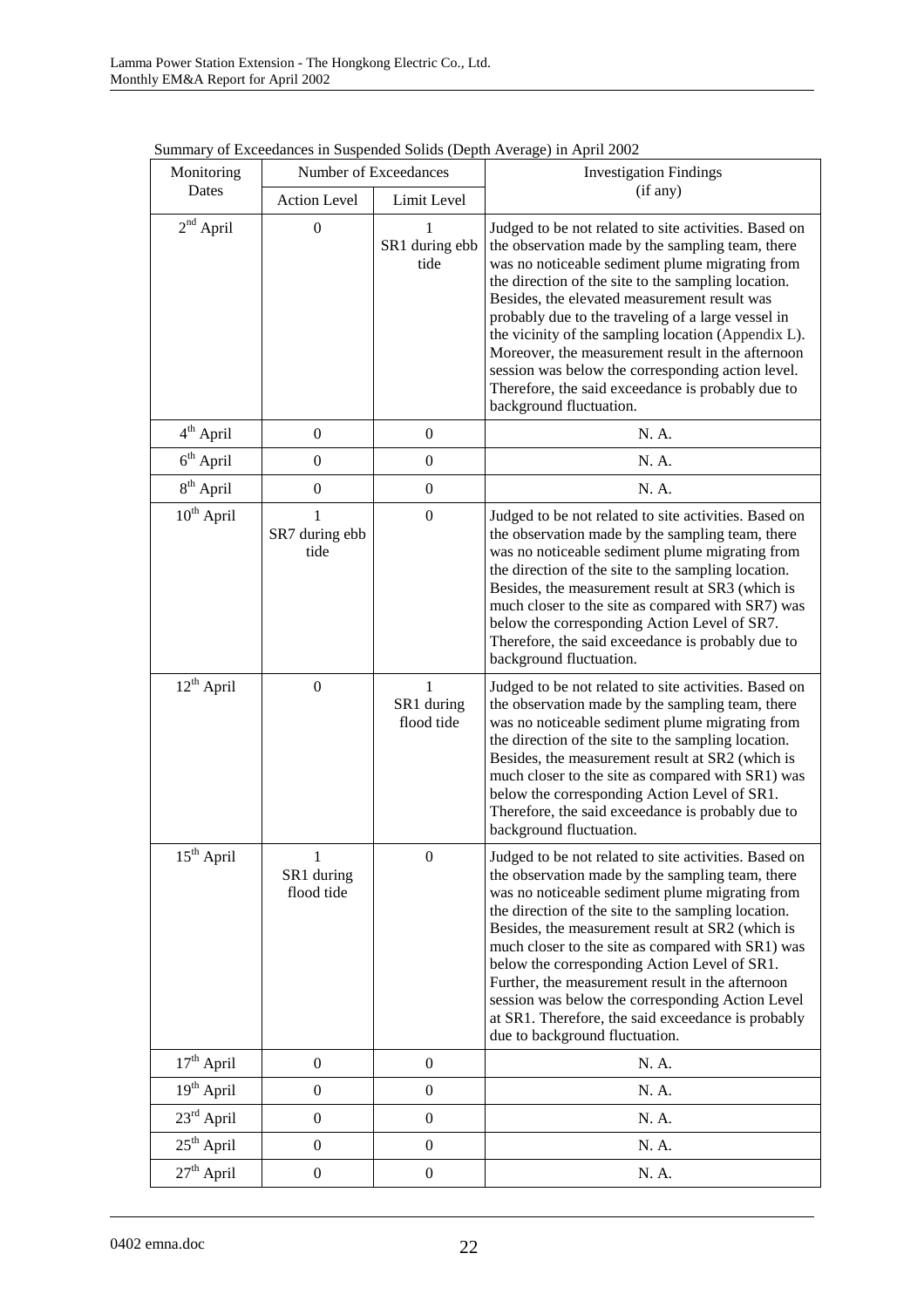Summary of Exceedances in Suspended Solids (Depth Average) in April 2002

| Monitoring Dates | Number of Exceedances | | Investigation Findings (if any) |
|---|---|---|---|
| | Action Level | Limit Level | |
| 2nd April | 0 | 1 SR1 during ebb tide | Judged to be not related to site activities. Based on the observation made by the sampling team, there was no noticeable sediment plume migrating from the direction of the site to the sampling location. Besides, the elevated measurement result was probably due to the traveling of a large vessel in the vicinity of the sampling location (Appendix L). Moreover, the measurement result in the afternoon session was below the corresponding action level. Therefore, the said exceedance is probably due to background fluctuation. |
| 4th April | 0 | 0 | N. A. |
| 6th April | 0 | 0 | N. A. |
| 8th April | 0 | 0 | N. A. |
| 10th April | 1 SR7 during ebb tide | 0 | Judged to be not related to site activities. Based on the observation made by the sampling team, there was no noticeable sediment plume migrating from the direction of the site to the sampling location. Besides, the measurement result at SR3 (which is much closer to the site as compared with SR7) was below the corresponding Action Level of SR7. Therefore, the said exceedance is probably due to background fluctuation. |
| 12th April | 0 | 1 SR1 during flood tide | Judged to be not related to site activities. Based on the observation made by the sampling team, there was no noticeable sediment plume migrating from the direction of the site to the sampling location. Besides, the measurement result at SR2 (which is much closer to the site as compared with SR1) was below the corresponding Action Level of SR1. Therefore, the said exceedance is probably due to background fluctuation. |
| 15th April | 1 SR1 during flood tide | 0 | Judged to be not related to site activities. Based on the observation made by the sampling team, there was no noticeable sediment plume migrating from the direction of the site to the sampling location. Besides, the measurement result at SR2 (which is much closer to the site as compared with SR1) was below the corresponding Action Level of SR1. Further, the measurement result in the afternoon session was below the corresponding Action Level at SR1. Therefore, the said exceedance is probably due to background fluctuation. |
| 17th April | 0 | 0 | N. A. |
| 19th April | 0 | 0 | N. A. |
| 23rd April | 0 | 0 | N. A. |
| 25th April | 0 | 0 | N. A. |
| 27th April | 0 | 0 | N. A. |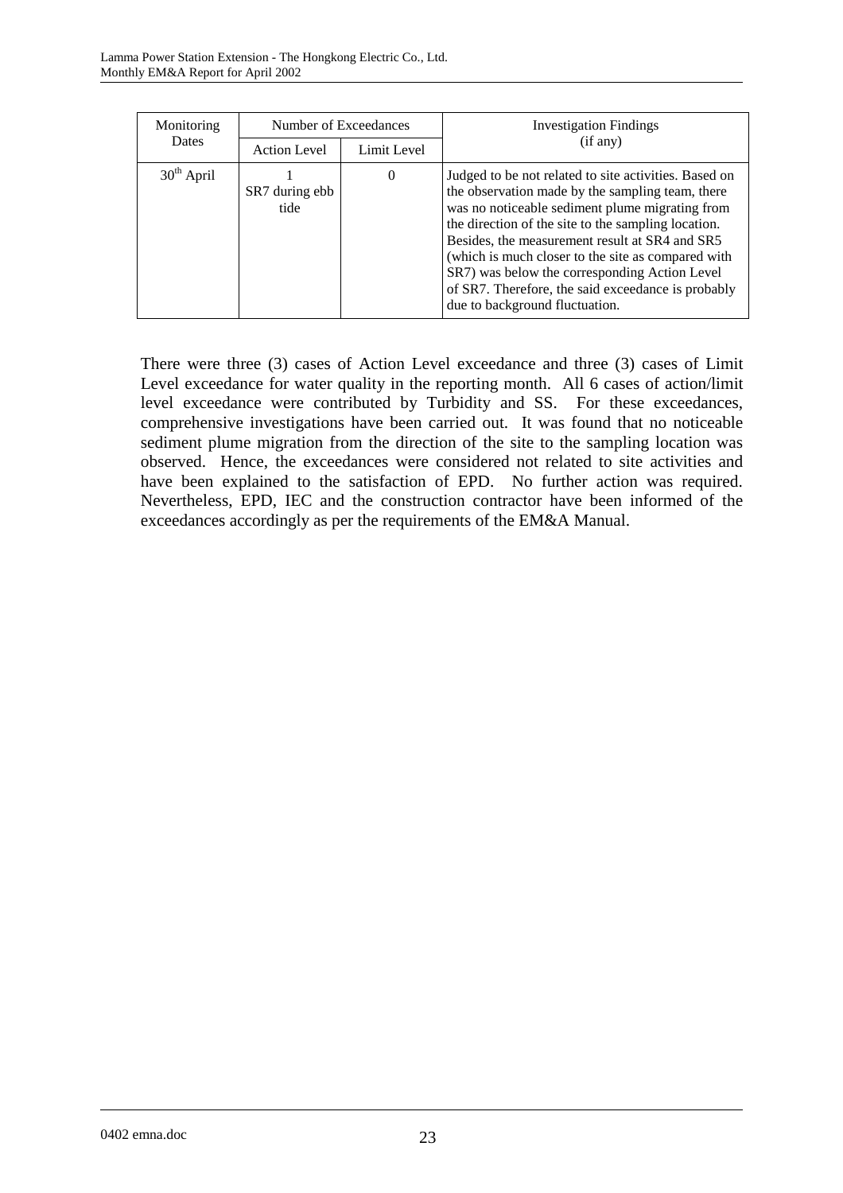| Monitoring Dates | Number of Exceedances | | Investigation Findings (if any) |
|---|---|---|---|
| | Action Level | Limit Level | |
| 30th April | 1 SR7 during ebb tide | 0 | Judged to be not related to site activities. Based on the observation made by the sampling team, there was no noticeable sediment plume migrating from the direction of the site to the sampling location. Besides, the measurement result at SR4 and SR5 (which is much closer to the site as compared with SR7) was below the corresponding Action Level of SR7. Therefore, the said exceedance is probably due to background fluctuation. |

There were three (3) cases of Action Level exceedance and three (3) cases of Limit Level exceedance for water quality in the reporting month. All 6 cases of action/limit level exceedance were contributed by Turbidity and SS. For these exceedances, comprehensive investigations have been carried out. It was found that no noticeable sediment plume migration from the direction of the site to the sampling location was observed. Hence, the exceedances were considered not related to site activities and have been explained to the satisfaction of EPD. No further action was required. Nevertheless, EPD, IEC and the construction contractor have been informed of the exceedances accordingly as per the requirements of the EM&A Manual.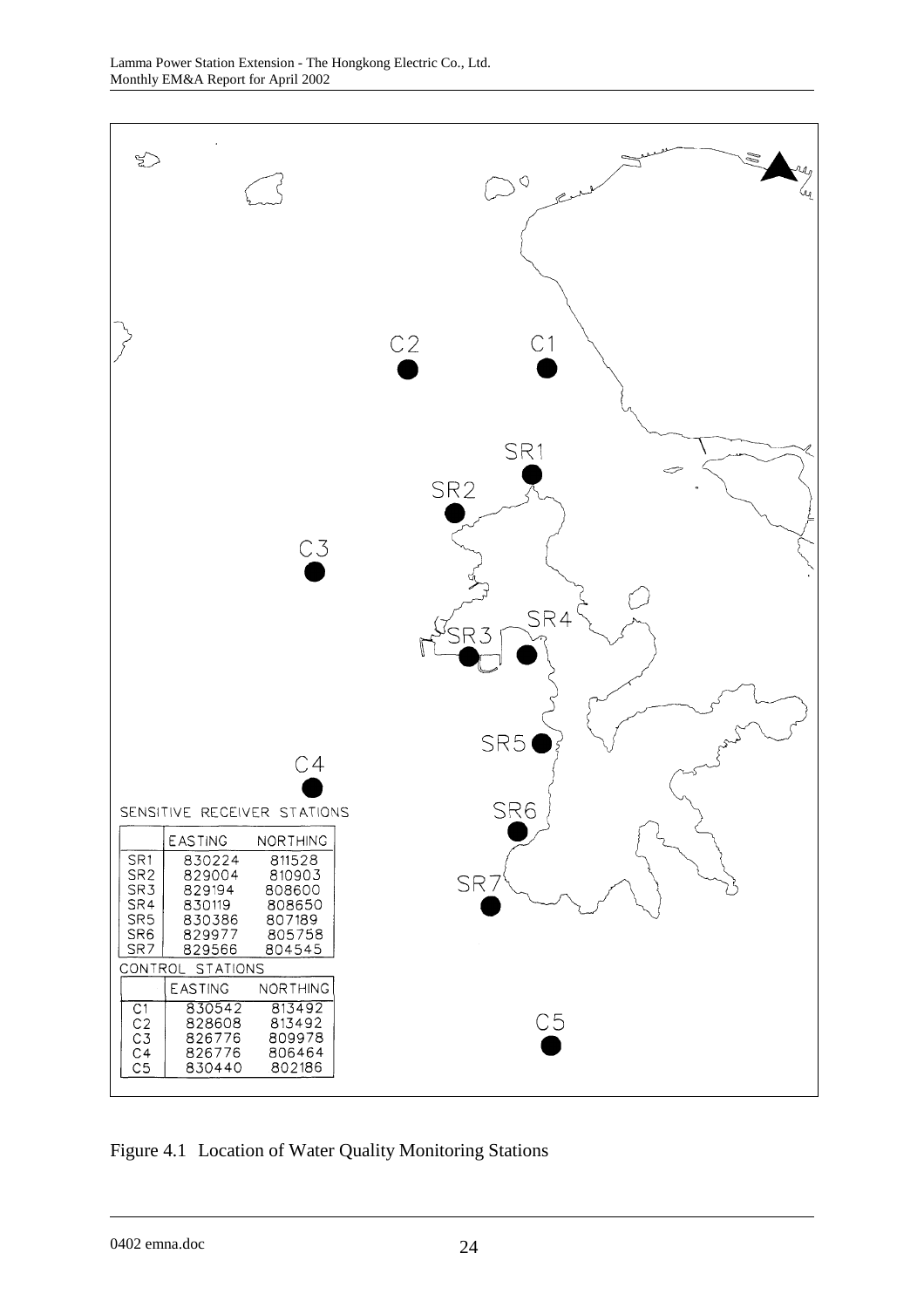**SENSITIVE RECEIVER STATIONS**

| | EASTING | NORTHING |
|---|---|---|
| SR1 | 830224 | 811528 |
| SR2 | 829004 | 810903 |
| SR3 | 829194 | 808600 |
| SR4 | 830119 | 808650 |
| SR5 | 830386 | 807189 |
| SR6 | 829977 | 805758 |
| SR7 | 829566 | 804545 |

**CONTROL STATIONS**

| | EASTING | NORTHING |
|---|---|---|
| C1 | 830542 | 813492 |
| C2 | 828608 | 813492 |
| C3 | 826776 | 809978 |
| C4 | 826776 | 806464 |
| C5 | 830440 | 802186 |

Figure 4.1 Location of Water Quality Monitoring Stations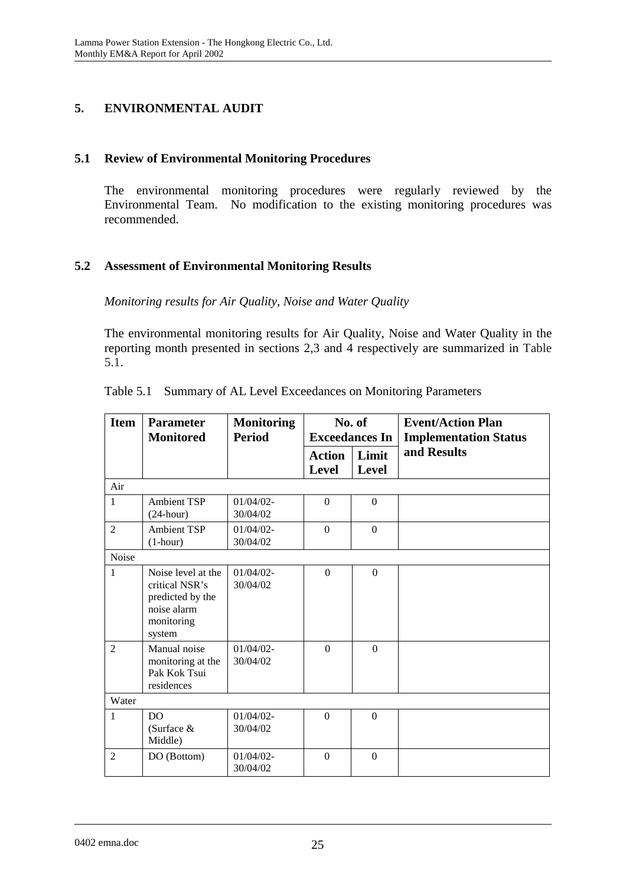## 5. ENVIRONMENTAL AUDIT

### 5.1 Review of Environmental Monitoring Procedures

The environmental monitoring procedures were regularly reviewed by the Environmental Team. No modification to the existing monitoring procedures was recommended.

### 5.2 Assessment of Environmental Monitoring Results

*Monitoring results for Air Quality, Noise and Water Quality*

The environmental monitoring results for Air Quality, Noise and Water Quality in the reporting month presented in sections 2,3 and 4 respectively are summarized in Table 5.1.

Table 5.1 Summary of AL Level Exceedances on Monitoring Parameters

| **Item** | **Parameter Monitored** | **Monitoring Period** | **No. of Exceedances In** | | **Event/Action Plan Implementation Status and Results** |
|---|---|---|---|---|---|
| | | | **Action Level** | **Limit Level** | |
| Air | | | | | |
| 1 | Ambient TSP (24-hour) | 01/04/02-30/04/02 | 0 | 0 | |
| 2 | Ambient TSP (1-hour) | 01/04/02-30/04/02 | 0 | 0 | |
| Noise | | | | | |
| 1 | Noise level at the critical NSR's predicted by the noise alarm monitoring system | 01/04/02-30/04/02 | 0 | 0 | |
| 2 | Manual noise monitoring at the Pak Kok Tsui residences | 01/04/02-30/04/02 | 0 | 0 | |
| Water | | | | | |
| 1 | DO (Surface & Middle) | 01/04/02-30/04/02 | 0 | 0 | |
| 2 | DO (Bottom) | 01/04/02-30/04/02 | 0 | 0 | |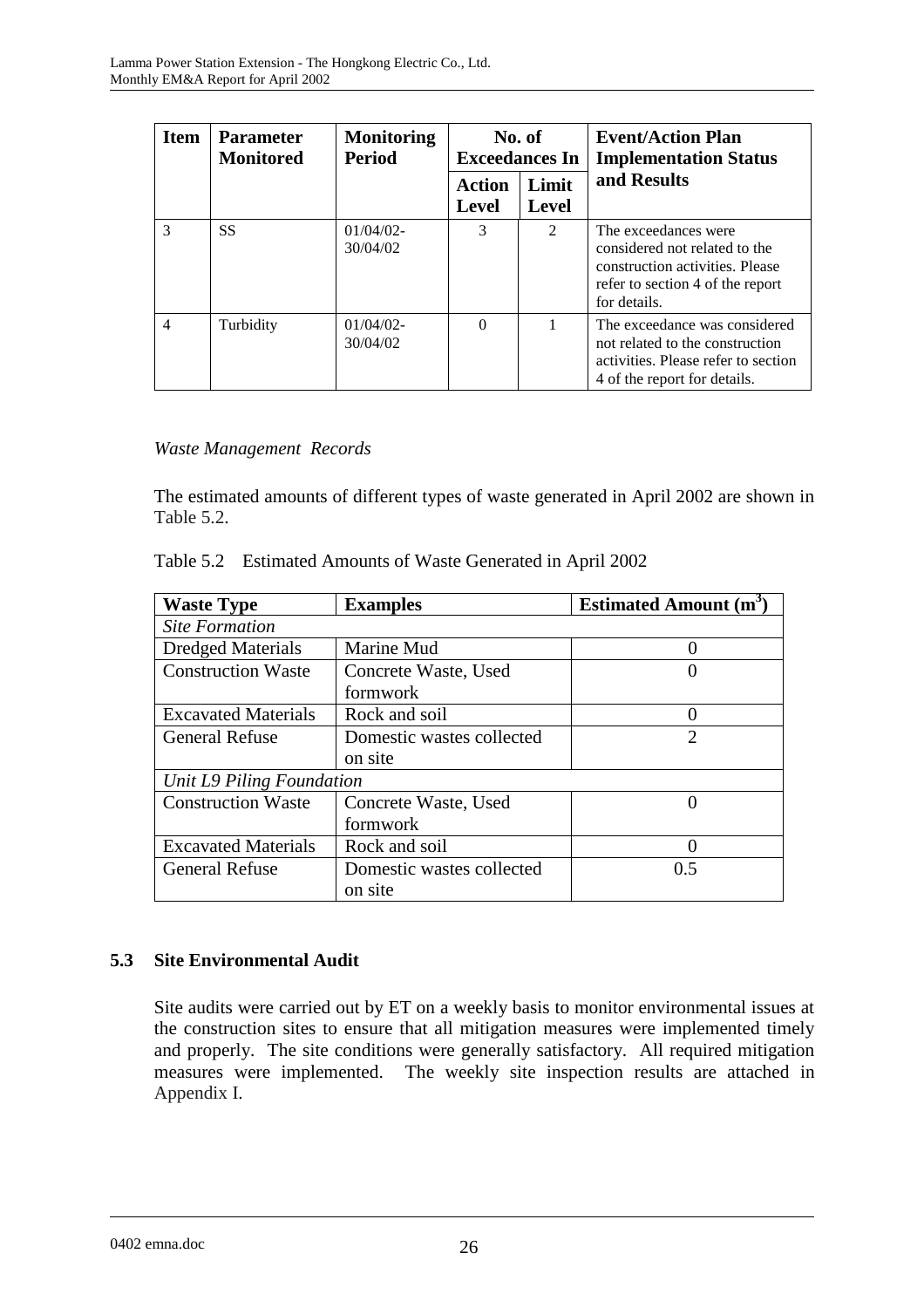| Item | Parameter Monitored | Monitoring Period | No. of Exceedances In | | Event/Action Plan Implementation Status and Results |
|---|---|---|---|---|---|
| | | | Action Level | Limit Level | |
| 3 | SS | 01/04/02-30/04/02 | 3 | 2 | The exceedances were considered not related to the construction activities. Please refer to section 4 of the report for details. |
| 4 | Turbidity | 01/04/02-30/04/02 | 0 | 1 | The exceedance was considered not related to the construction activities. Please refer to section 4 of the report for details. |

*Waste Management Records*

The estimated amounts of different types of waste generated in April 2002 are shown in Table 5.2.

Table 5.2 Estimated Amounts of Waste Generated in April 2002

| Waste Type | Examples | Estimated Amount ($m^3$) |
|---|---|---|
| *Site Formation* | | |
| Dredged Materials | Marine Mud | 0 |
| Construction Waste | Concrete Waste, Used formwork | 0 |
| Excavated Materials | Rock and soil | 0 |
| General Refuse | Domestic wastes collected on site | 2 |
| *Unit L9 Piling Foundation* | | |
| Construction Waste | Concrete Waste, Used formwork | 0 |
| Excavated Materials | Rock and soil | 0 |
| General Refuse | Domestic wastes collected on site | 0.5 |

### 5.3 Site Environmental Audit

Site audits were carried out by ET on a weekly basis to monitor environmental issues at the construction sites to ensure that all mitigation measures were implemented timely and properly. The site conditions were generally satisfactory. All required mitigation measures were implemented. The weekly site inspection results are attached in Appendix I.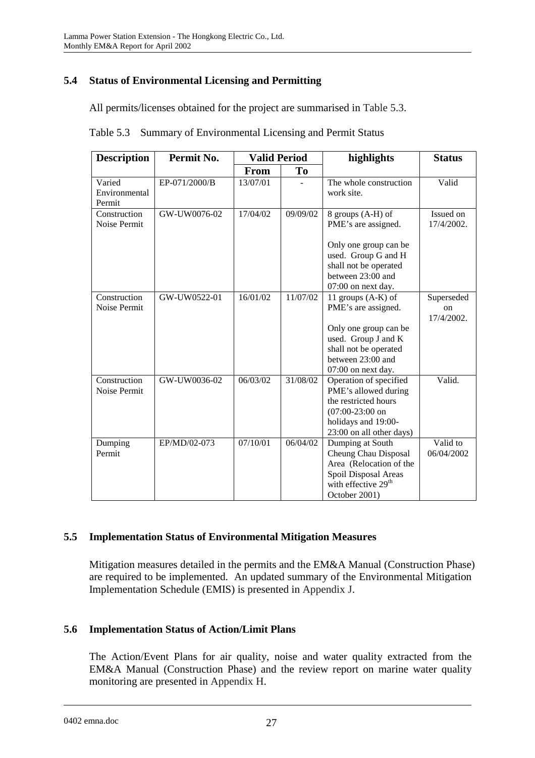## 5.4 Status of Environmental Licensing and Permitting

All permits/licenses obtained for the project are summarised in Table 5.3.

Table 5.3 Summary of Environmental Licensing and Permit Status

| Description | Permit No. | Valid Period | | highlights | Status |
|---|---|---|---|---|---|
| | | From | To | | |
| Varied Environmental Permit | EP-071/2000/B | 13/07/01 | - | The whole construction work site. | Valid |
| Construction Noise Permit | GW-UW0076-02 | 17/04/02 | 09/09/02 | 8 groups (A-H) of PME's are assigned.<br><br>Only one group can be used. Group G and H shall not be operated between 23:00 and 07:00 on next day. | Issued on 17/4/2002. |
| Construction Noise Permit | GW-UW0522-01 | 16/01/02 | 11/07/02 | 11 groups (A-K) of PME's are assigned.<br><br>Only one group can be used. Group J and K shall not be operated between 23:00 and 07:00 on next day. | Superseded on 17/4/2002. |
| Construction Noise Permit | GW-UW0036-02 | 06/03/02 | 31/08/02 | Operation of specified PME's allowed during the restricted hours (07:00-23:00 on holidays and 19:00-23:00 on all other days) | Valid. |
| Dumping Permit | EP/MD/02-073 | 07/10/01 | 06/04/02 | Dumping at South Cheung Chau Disposal Area (Relocation of the Spoil Disposal Areas with effective 29th October 2001) | Valid to 06/04/2002 |

## 5.5 Implementation Status of Environmental Mitigation Measures

Mitigation measures detailed in the permits and the EM&A Manual (Construction Phase) are required to be implemented. An updated summary of the Environmental Mitigation Implementation Schedule (EMIS) is presented in Appendix J.

## 5.6 Implementation Status of Action/Limit Plans

The Action/Event Plans for air quality, noise and water quality extracted from the EM&A Manual (Construction Phase) and the review report on marine water quality monitoring are presented in Appendix H.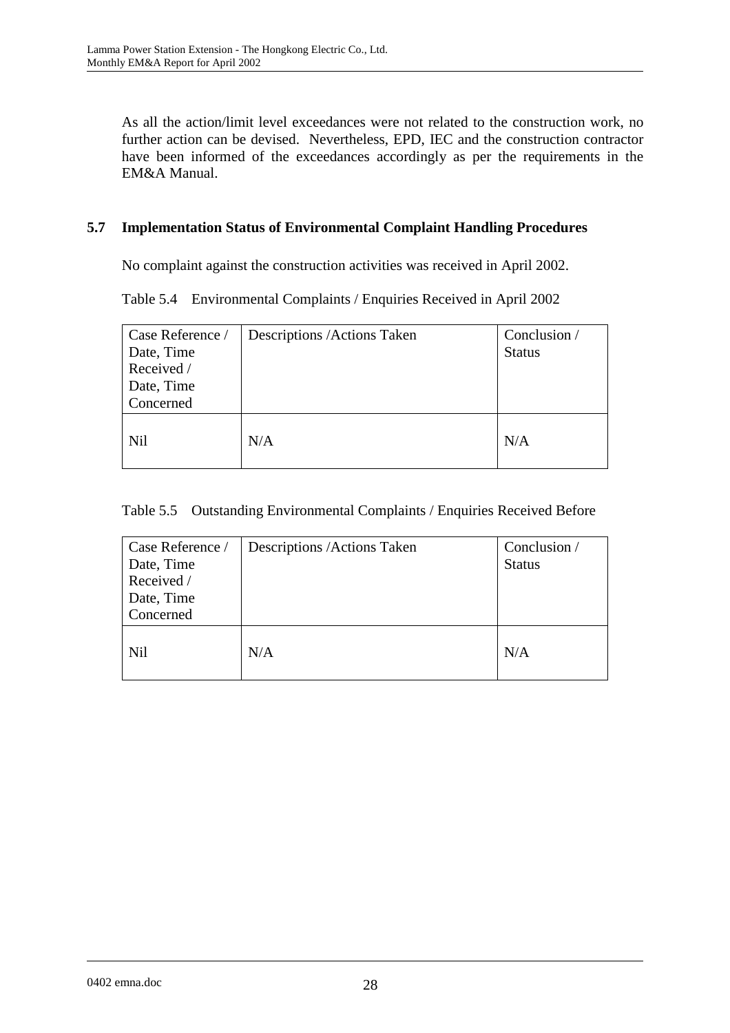As all the action/limit level exceedances were not related to the construction work, no further action can be devised. Nevertheless, EPD, IEC and the construction contractor have been informed of the exceedances accordingly as per the requirements in the EM&A Manual.

### 5.7 Implementation Status of Environmental Complaint Handling Procedures

No complaint against the construction activities was received in April 2002.

Table 5.4 Environmental Complaints / Enquiries Received in April 2002

| Case Reference / Date, Time Received / Date, Time Concerned | Descriptions /Actions Taken | Conclusion / Status |
|---|---|---|
| Nil | N/A | N/A |

Table 5.5 Outstanding Environmental Complaints / Enquiries Received Before

| Case Reference / Date, Time Received / Date, Time Concerned | Descriptions /Actions Taken | Conclusion / Status |
|---|---|---|
| Nil | N/A | N/A |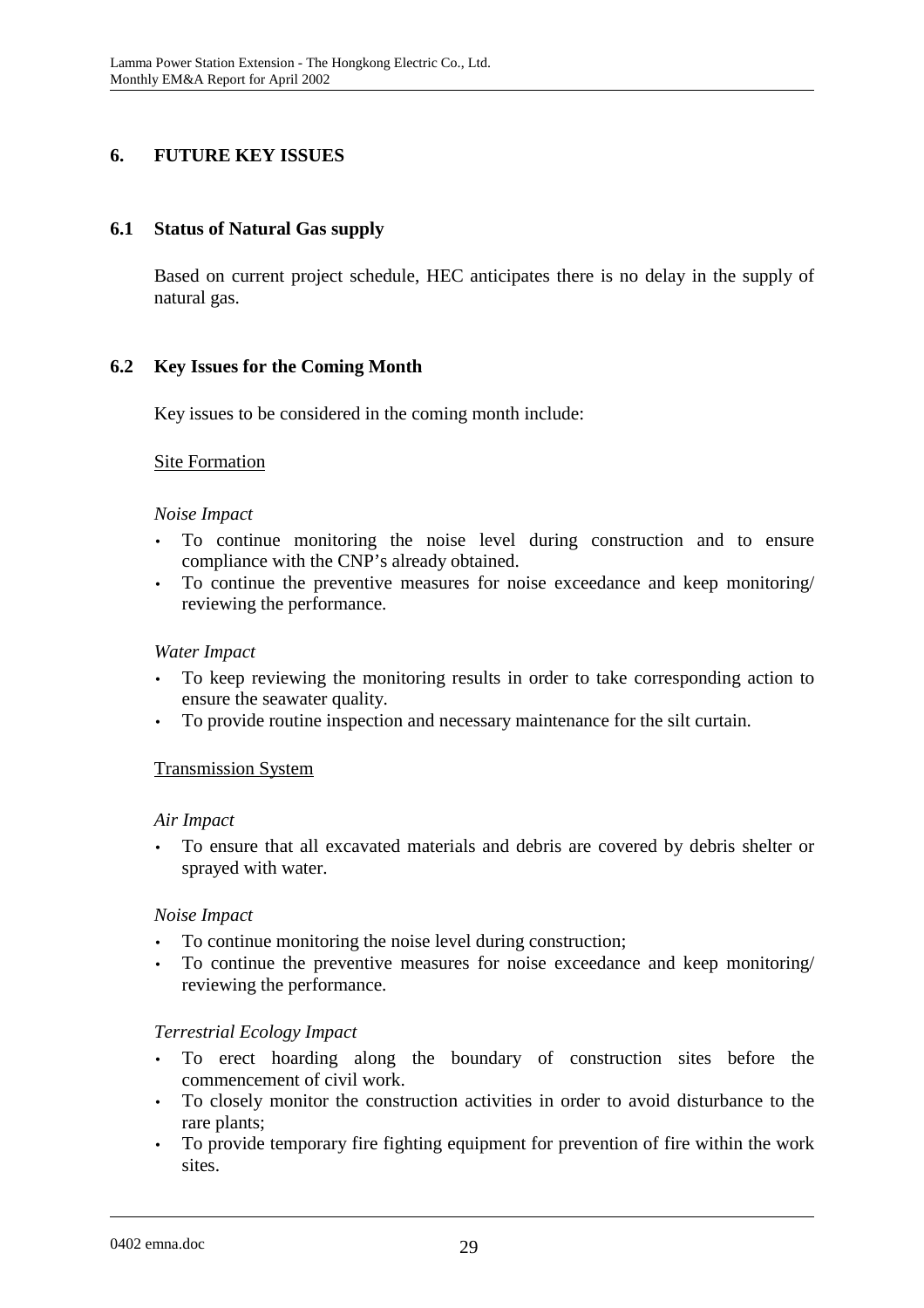# 6. FUTURE KEY ISSUES

## 6.1 Status of Natural Gas supply

Based on current project schedule, HEC anticipates there is no delay in the supply of natural gas.

## 6.2 Key Issues for the Coming Month

Key issues to be considered in the coming month include:

<u>Site Formation</u>

*Noise Impact*

- To continue monitoring the noise level during construction and to ensure compliance with the CNP's already obtained.
- To continue the preventive measures for noise exceedance and keep monitoring/ reviewing the performance.

*Water Impact*

- To keep reviewing the monitoring results in order to take corresponding action to ensure the seawater quality.
- To provide routine inspection and necessary maintenance for the silt curtain.

<u>Transmission System</u>

*Air Impact*

- To ensure that all excavated materials and debris are covered by debris shelter or sprayed with water.

*Noise Impact*

- To continue monitoring the noise level during construction;
- To continue the preventive measures for noise exceedance and keep monitoring/ reviewing the performance.

*Terrestrial Ecology Impact*

- To erect hoarding along the boundary of construction sites before the commencement of civil work.
- To closely monitor the construction activities in order to avoid disturbance to the rare plants;
- To provide temporary fire fighting equipment for prevention of fire within the work sites.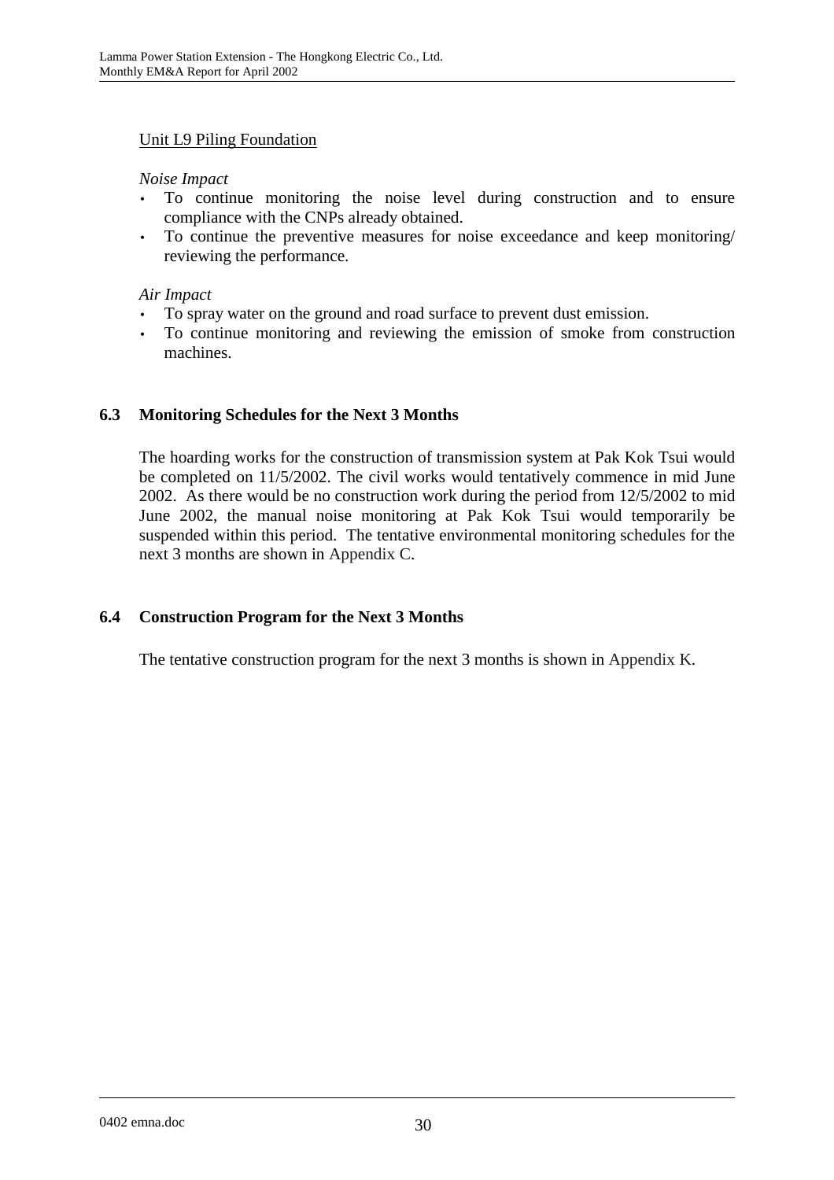Unit L9 Piling Foundation

*Noise Impact*

- To continue monitoring the noise level during construction and to ensure compliance with the CNPs already obtained.
- To continue the preventive measures for noise exceedance and keep monitoring/ reviewing the performance.

*Air Impact*

- To spray water on the ground and road surface to prevent dust emission.
- To continue monitoring and reviewing the emission of smoke from construction machines.

## 6.3 Monitoring Schedules for the Next 3 Months

The hoarding works for the construction of transmission system at Pak Kok Tsui would be completed on 11/5/2002. The civil works would tentatively commence in mid June 2002. As there would be no construction work during the period from 12/5/2002 to mid June 2002, the manual noise monitoring at Pak Kok Tsui would temporarily be suspended within this period. The tentative environmental monitoring schedules for the next 3 months are shown in Appendix C.

## 6.4 Construction Program for the Next 3 Months

The tentative construction program for the next 3 months is shown in Appendix K.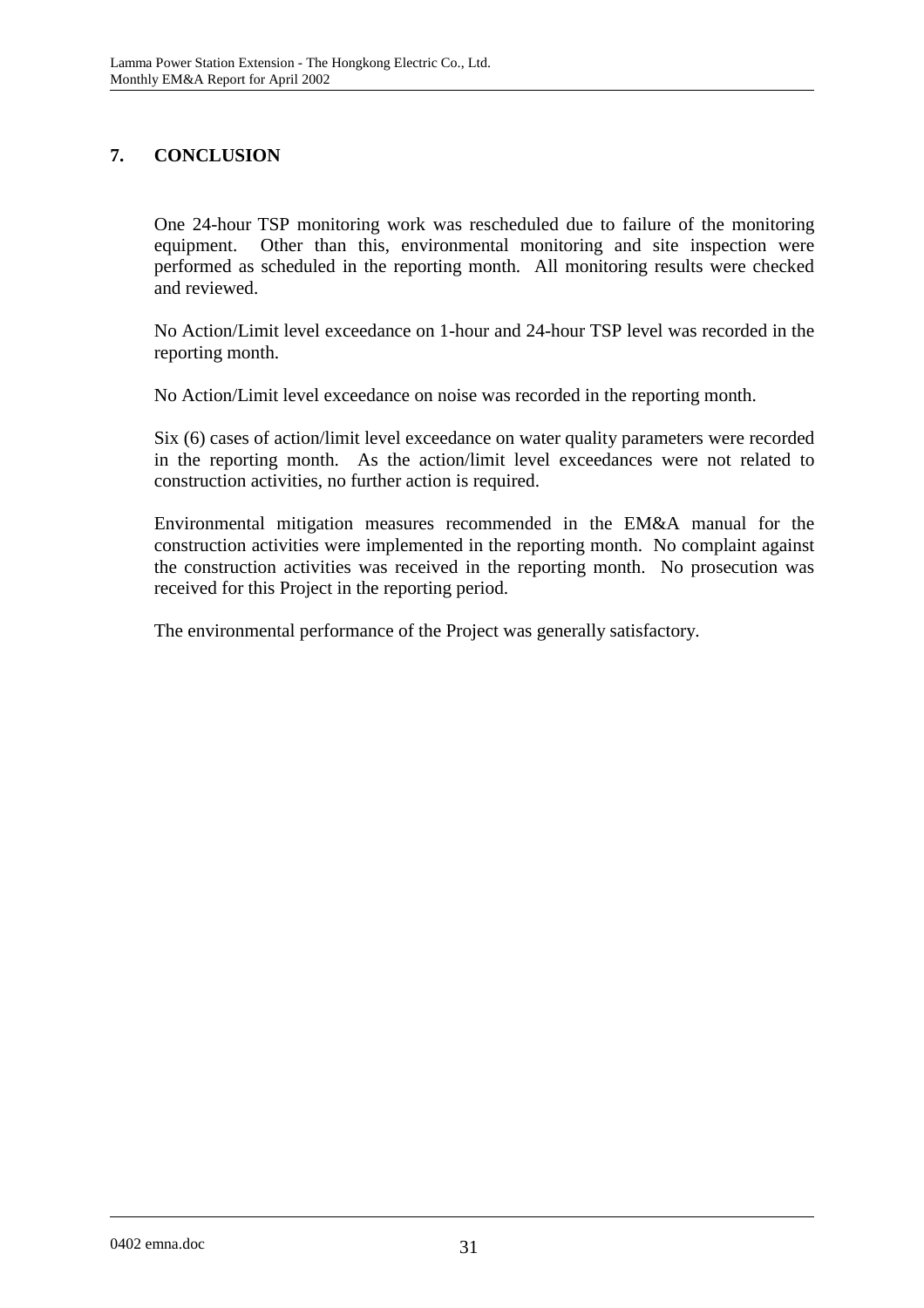# 7. CONCLUSION

One 24-hour TSP monitoring work was rescheduled due to failure of the monitoring equipment. Other than this, environmental monitoring and site inspection were performed as scheduled in the reporting month. All monitoring results were checked and reviewed.

No Action/Limit level exceedance on 1-hour and 24-hour TSP level was recorded in the reporting month.

No Action/Limit level exceedance on noise was recorded in the reporting month.

Six (6) cases of action/limit level exceedance on water quality parameters were recorded in the reporting month. As the action/limit level exceedances were not related to construction activities, no further action is required.

Environmental mitigation measures recommended in the EM&A manual for the construction activities were implemented in the reporting month. No complaint against the construction activities was received in the reporting month. No prosecution was received for this Project in the reporting period.

The environmental performance of the Project was generally satisfactory.